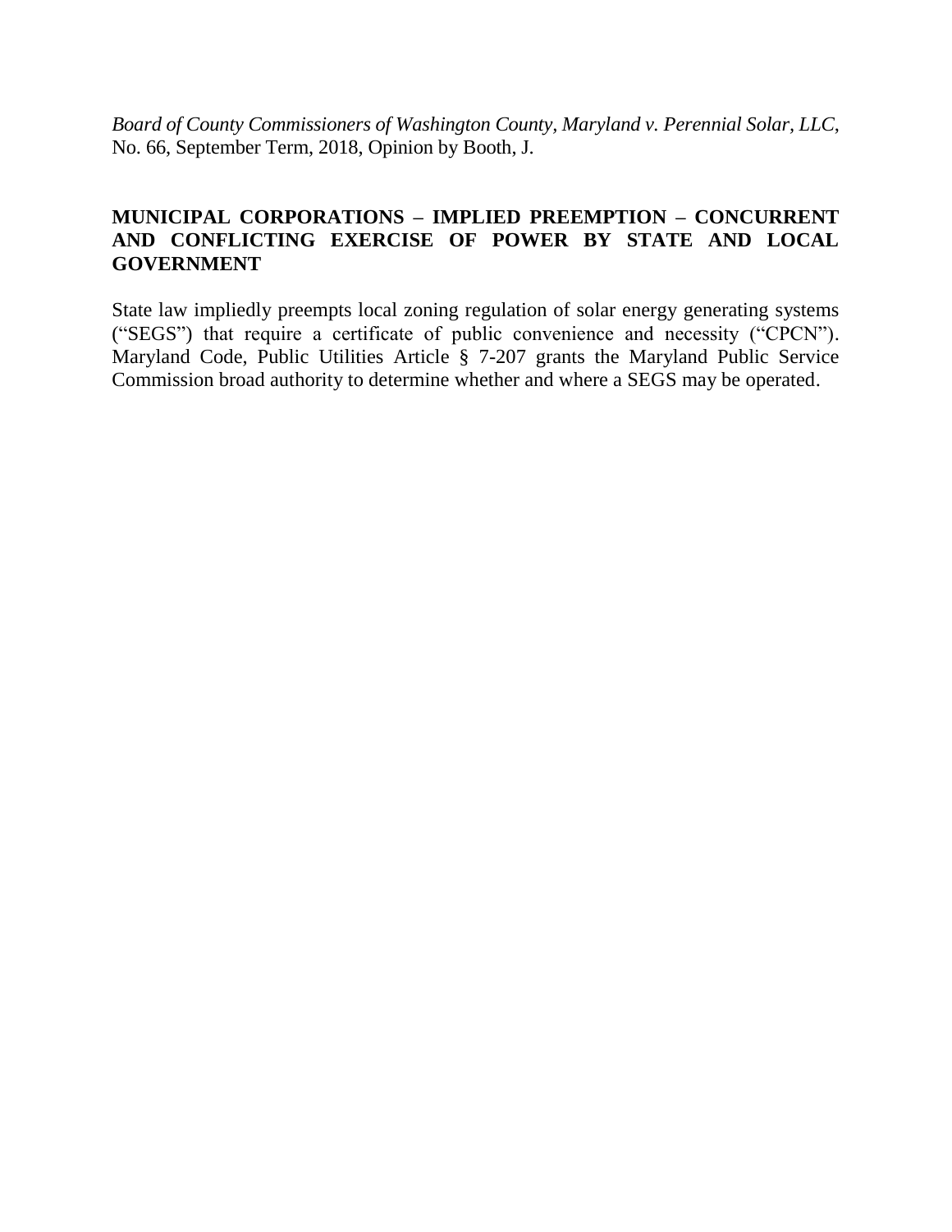*Board of County Commissioners of Washington County, Maryland v. Perennial Solar, LLC*, No. 66, September Term, 2018, Opinion by Booth, J.

**MUNICIPAL CORPORATIONS – IMPLIED PREEMPTION – CONCURRENT AND CONFLICTING EXERCISE OF POWER BY STATE AND LOCAL GOVERNMENT**

State law impliedly preempts local zoning regulation of solar energy generating systems ("SEGS") that require a certificate of public convenience and necessity ("CPCN"). Maryland Code, Public Utilities Article § 7-207 grants the Maryland Public Service Commission broad authority to determine whether and where a SEGS may be operated.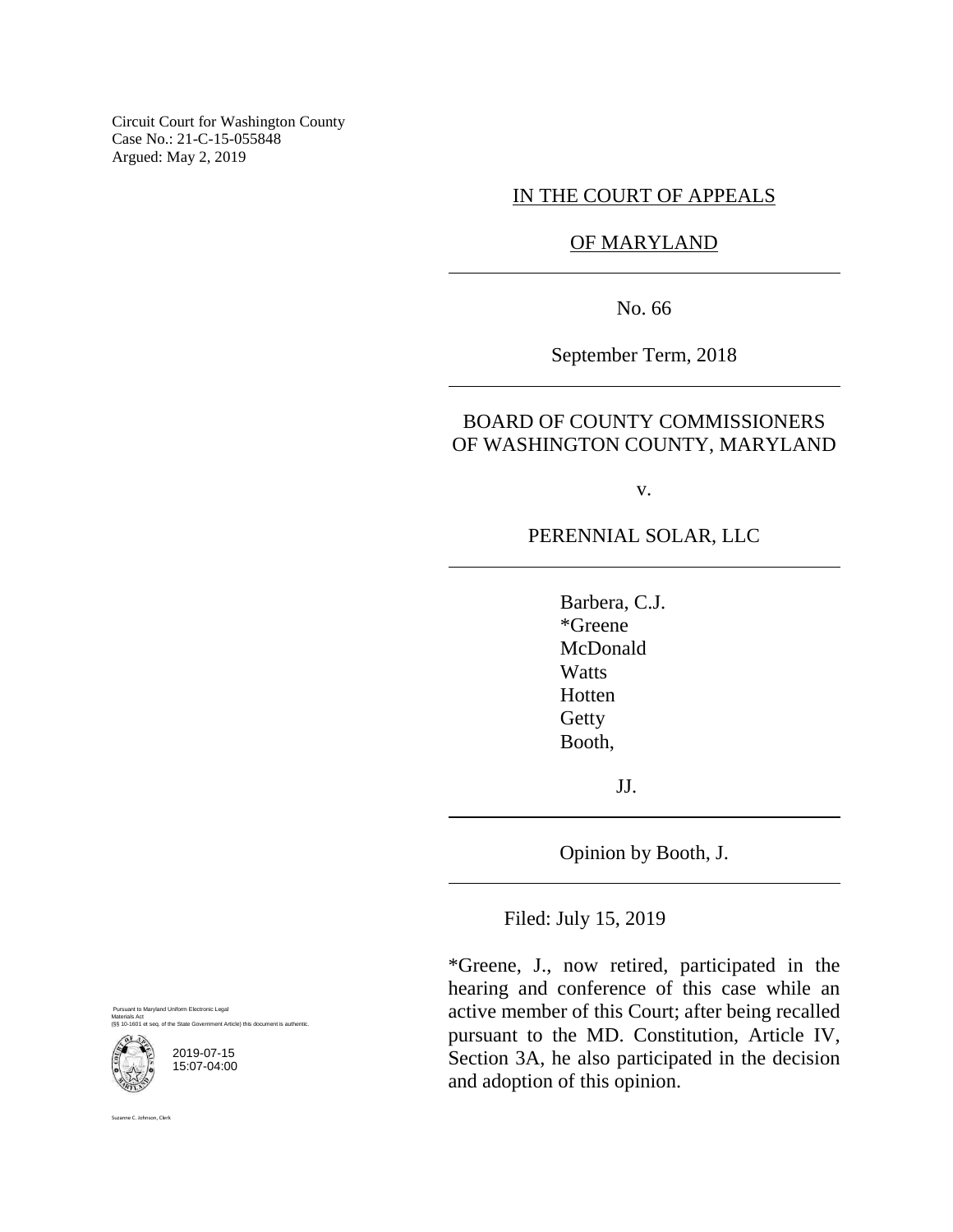Circuit Court for Washington County
Case No.: 21-C-15-055848
Argued: May 2, 2019

IN THE COURT OF APPEALS

OF MARYLAND

No. 66

September Term, 2018

BOARD OF COUNTY COMMISSIONERS OF WASHINGTON COUNTY, MARYLAND

v.

PERENNIAL SOLAR, LLC

Barbera, C.J.
*Greene
McDonald
Watts
Hotten
Getty
Booth,

JJ.

Opinion by Booth, J.

Filed: July 15, 2019

*Greene, J., now retired, participated in the hearing and conference of this case while an active member of this Court; after being recalled pursuant to the MD. Constitution, Article IV, Section 3A, he also participated in the decision and adoption of this opinion.

Pursuant to Maryland Uniform Electronic Legal Materials Act
(§§ 10-1601 et seq. of the State Government Article) this document is authentic.

2019-07-15
15:07-04:00

Suzanne C. Johnson, Clerk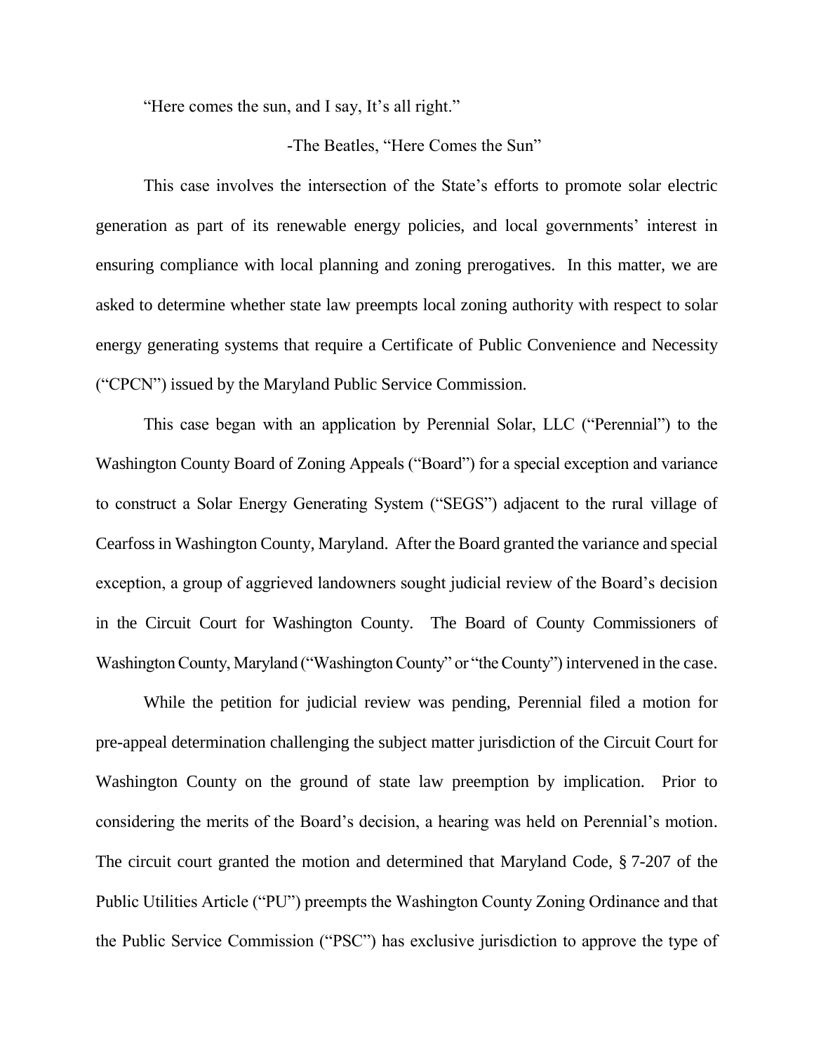"Here comes the sun, and I say, It's all right."

-The Beatles, "Here Comes the Sun"

This case involves the intersection of the State's efforts to promote solar electric generation as part of its renewable energy policies, and local governments' interest in ensuring compliance with local planning and zoning prerogatives. In this matter, we are asked to determine whether state law preempts local zoning authority with respect to solar energy generating systems that require a Certificate of Public Convenience and Necessity ("CPCN") issued by the Maryland Public Service Commission.

This case began with an application by Perennial Solar, LLC ("Perennial") to the Washington County Board of Zoning Appeals ("Board") for a special exception and variance to construct a Solar Energy Generating System ("SEGS") adjacent to the rural village of Cearfoss in Washington County, Maryland. After the Board granted the variance and special exception, a group of aggrieved landowners sought judicial review of the Board's decision in the Circuit Court for Washington County. The Board of County Commissioners of Washington County, Maryland ("Washington County" or "the County") intervened in the case.

While the petition for judicial review was pending, Perennial filed a motion for pre-appeal determination challenging the subject matter jurisdiction of the Circuit Court for Washington County on the ground of state law preemption by implication. Prior to considering the merits of the Board's decision, a hearing was held on Perennial's motion. The circuit court granted the motion and determined that Maryland Code, § 7-207 of the Public Utilities Article ("PU") preempts the Washington County Zoning Ordinance and that the Public Service Commission ("PSC") has exclusive jurisdiction to approve the type of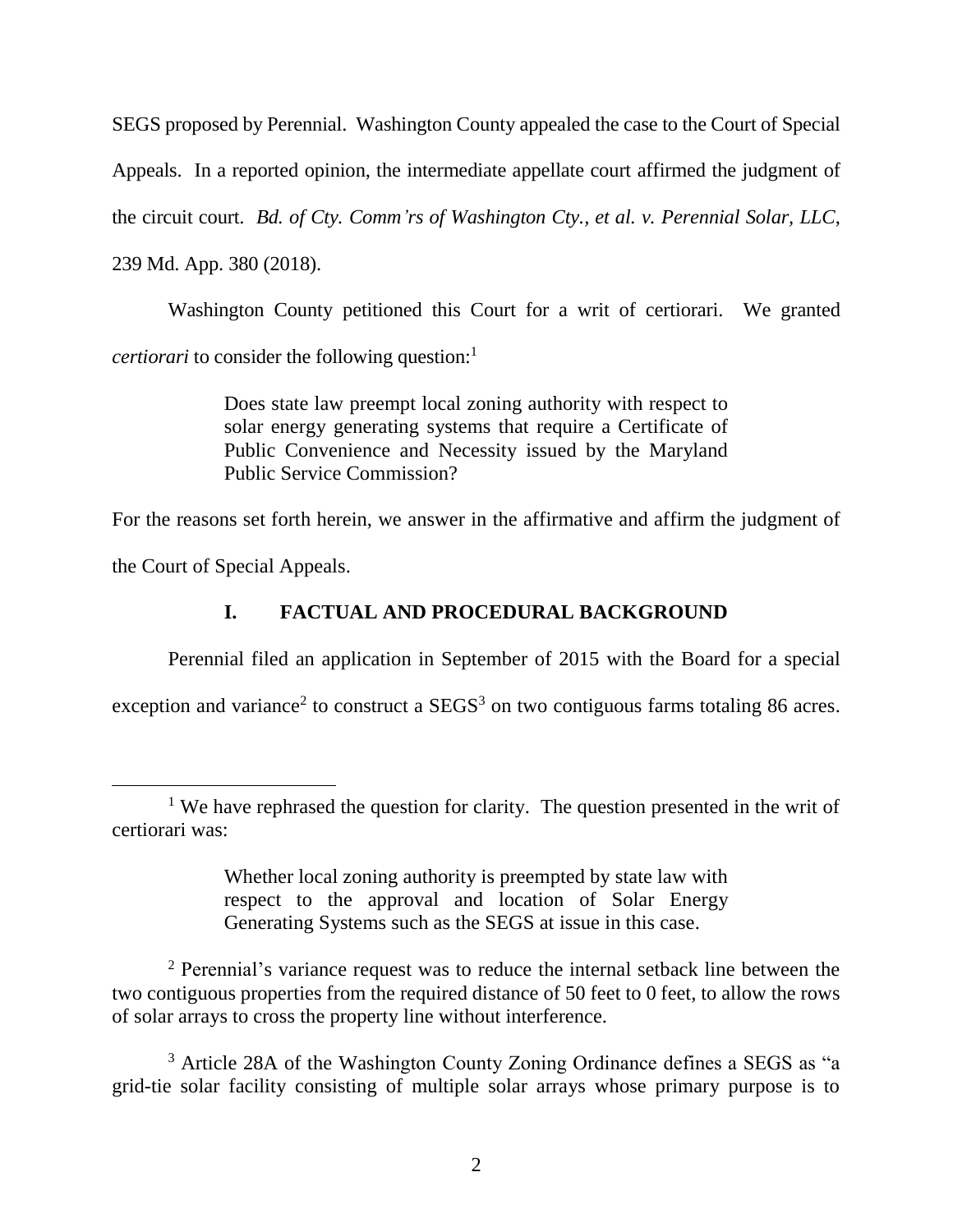SEGS proposed by Perennial. Washington County appealed the case to the Court of Special Appeals. In a reported opinion, the intermediate appellate court affirmed the judgment of the circuit court. *Bd. of Cty. Comm'rs of Washington Cty., et al. v. Perennial Solar, LLC*, 239 Md. App. 380 (2018).

Washington County petitioned this Court for a writ of certiorari. We granted *certiorari* to consider the following question:[1]

> Does state law preempt local zoning authority with respect to solar energy generating systems that require a Certificate of Public Convenience and Necessity issued by the Maryland Public Service Commission?

For the reasons set forth herein, we answer in the affirmative and affirm the judgment of the Court of Special Appeals.

## I. FACTUAL AND PROCEDURAL BACKGROUND

Perennial filed an application in September of 2015 with the Board for a special exception and variance[2] to construct a SEGS[3] on two contiguous farms totaling 86 acres.

---

[1] We have rephrased the question for clarity. The question presented in the writ of certiorari was:

> Whether local zoning authority is preempted by state law with respect to the approval and location of Solar Energy Generating Systems such as the SEGS at issue in this case.

[2] Perennial's variance request was to reduce the internal setback line between the two contiguous properties from the required distance of 50 feet to 0 feet, to allow the rows of solar arrays to cross the property line without interference.

[3] Article 28A of the Washington County Zoning Ordinance defines a SEGS as "a grid-tie solar facility consisting of multiple solar arrays whose primary purpose is to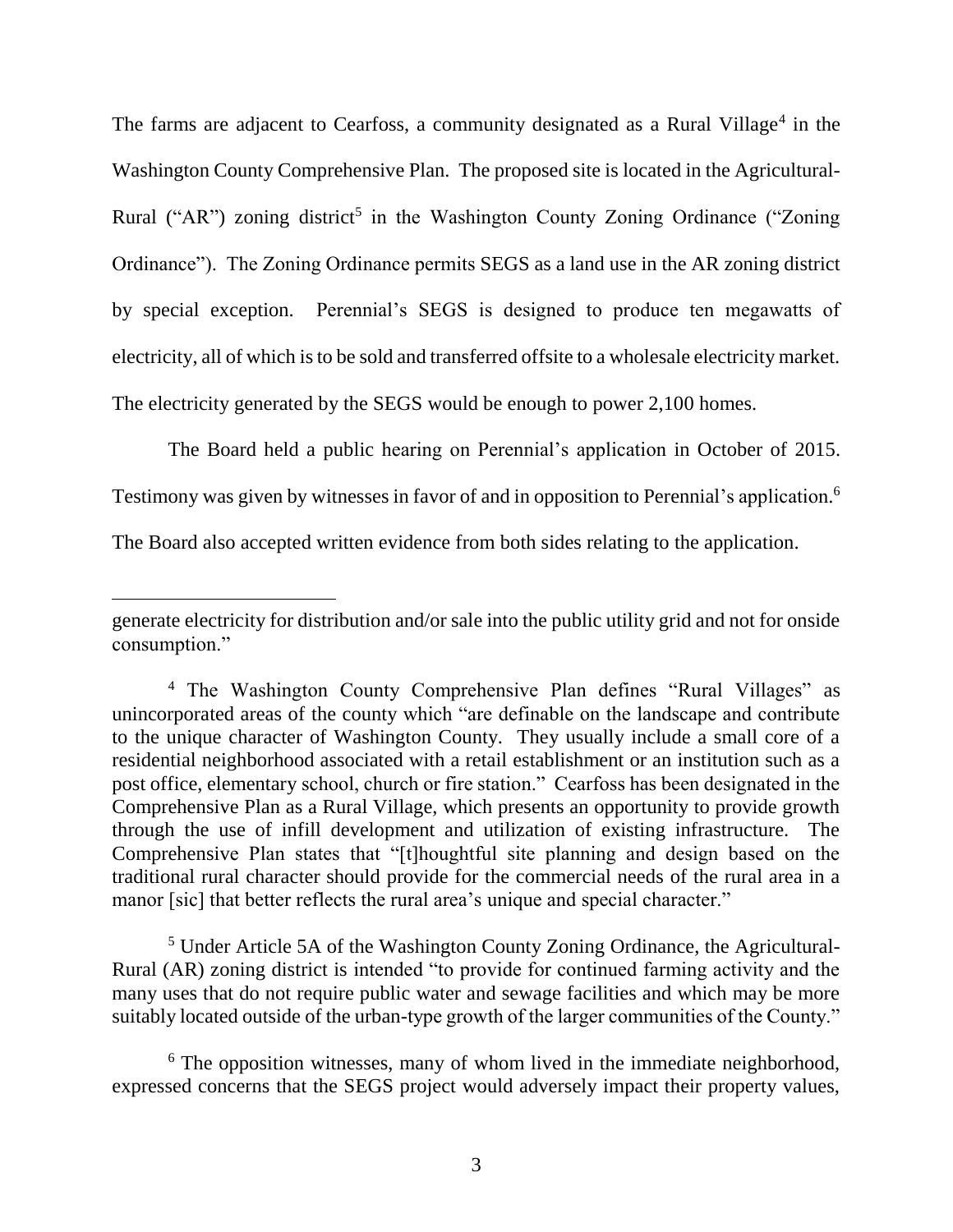The farms are adjacent to Cearfoss, a community designated as a Rural Village[4] in the Washington County Comprehensive Plan. The proposed site is located in the Agricultural-Rural ("AR") zoning district[5] in the Washington County Zoning Ordinance ("Zoning Ordinance"). The Zoning Ordinance permits SEGS as a land use in the AR zoning district by special exception. Perennial's SEGS is designed to produce ten megawatts of electricity, all of which is to be sold and transferred offsite to a wholesale electricity market. The electricity generated by the SEGS would be enough to power 2,100 homes.

The Board held a public hearing on Perennial's application in October of 2015. Testimony was given by witnesses in favor of and in opposition to Perennial's application.[6] The Board also accepted written evidence from both sides relating to the application.

---

generate electricity for distribution and/or sale into the public utility grid and not for onside consumption."

[4] The Washington County Comprehensive Plan defines "Rural Villages" as unincorporated areas of the county which "are definable on the landscape and contribute to the unique character of Washington County. They usually include a small core of a residential neighborhood associated with a retail establishment or an institution such as a post office, elementary school, church or fire station." Cearfoss has been designated in the Comprehensive Plan as a Rural Village, which presents an opportunity to provide growth through the use of infill development and utilization of existing infrastructure. The Comprehensive Plan states that "[t]houghtful site planning and design based on the traditional rural character should provide for the commercial needs of the rural area in a manor [sic] that better reflects the rural area's unique and special character."

[5] Under Article 5A of the Washington County Zoning Ordinance, the Agricultural-Rural (AR) zoning district is intended "to provide for continued farming activity and the many uses that do not require public water and sewage facilities and which may be more suitably located outside of the urban-type growth of the larger communities of the County."

[6] The opposition witnesses, many of whom lived in the immediate neighborhood, expressed concerns that the SEGS project would adversely impact their property values,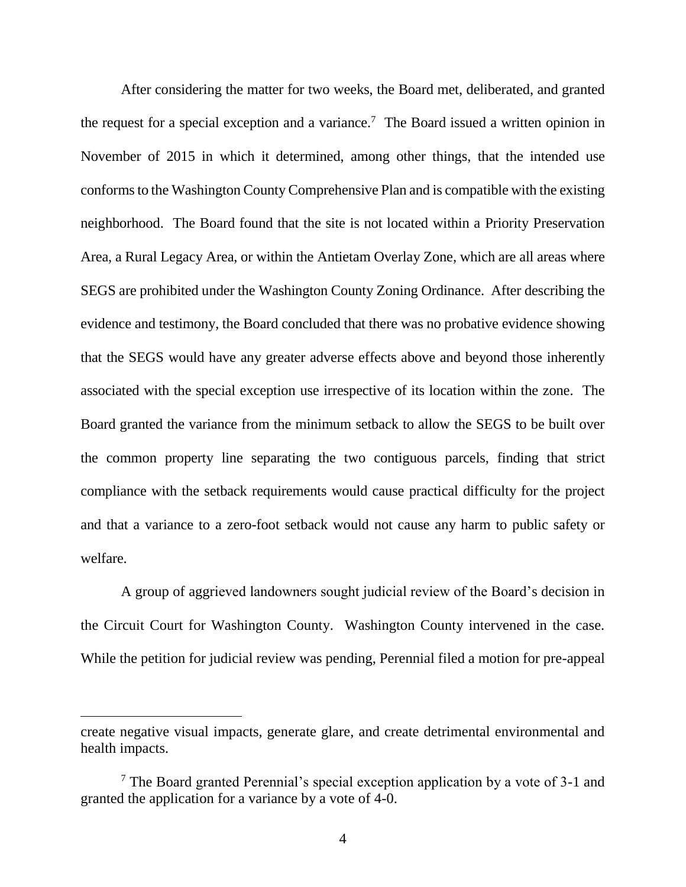After considering the matter for two weeks, the Board met, deliberated, and granted the request for a special exception and a variance.[7] The Board issued a written opinion in November of 2015 in which it determined, among other things, that the intended use conforms to the Washington County Comprehensive Plan and is compatible with the existing neighborhood. The Board found that the site is not located within a Priority Preservation Area, a Rural Legacy Area, or within the Antietam Overlay Zone, which are all areas where SEGS are prohibited under the Washington County Zoning Ordinance. After describing the evidence and testimony, the Board concluded that there was no probative evidence showing that the SEGS would have any greater adverse effects above and beyond those inherently associated with the special exception use irrespective of its location within the zone. The Board granted the variance from the minimum setback to allow the SEGS to be built over the common property line separating the two contiguous parcels, finding that strict compliance with the setback requirements would cause practical difficulty for the project and that a variance to a zero-foot setback would not cause any harm to public safety or welfare.

A group of aggrieved landowners sought judicial review of the Board's decision in the Circuit Court for Washington County. Washington County intervened in the case. While the petition for judicial review was pending, Perennial filed a motion for pre-appeal

create negative visual impacts, generate glare, and create detrimental environmental and health impacts.

[7] The Board granted Perennial's special exception application by a vote of 3-1 and granted the application for a variance by a vote of 4-0.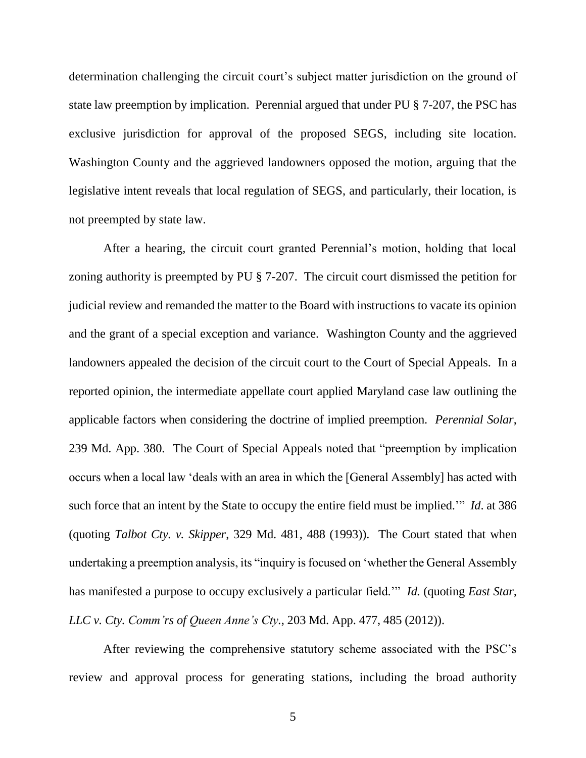determination challenging the circuit court's subject matter jurisdiction on the ground of state law preemption by implication. Perennial argued that under PU § 7-207, the PSC has exclusive jurisdiction for approval of the proposed SEGS, including site location. Washington County and the aggrieved landowners opposed the motion, arguing that the legislative intent reveals that local regulation of SEGS, and particularly, their location, is not preempted by state law.

After a hearing, the circuit court granted Perennial's motion, holding that local zoning authority is preempted by PU § 7-207. The circuit court dismissed the petition for judicial review and remanded the matter to the Board with instructions to vacate its opinion and the grant of a special exception and variance. Washington County and the aggrieved landowners appealed the decision of the circuit court to the Court of Special Appeals. In a reported opinion, the intermediate appellate court applied Maryland case law outlining the applicable factors when considering the doctrine of implied preemption. *Perennial Solar*, 239 Md. App. 380. The Court of Special Appeals noted that "preemption by implication occurs when a local law 'deals with an area in which the [General Assembly] has acted with such force that an intent by the State to occupy the entire field must be implied.'" *Id*. at 386 (quoting *Talbot Cty. v. Skipper*, 329 Md. 481, 488 (1993)). The Court stated that when undertaking a preemption analysis, its "inquiry is focused on 'whether the General Assembly has manifested a purpose to occupy exclusively a particular field.'" *Id.* (quoting *East Star, LLC v. Cty. Comm'rs of Queen Anne's Cty.*, 203 Md. App. 477, 485 (2012)).

After reviewing the comprehensive statutory scheme associated with the PSC's review and approval process for generating stations, including the broad authority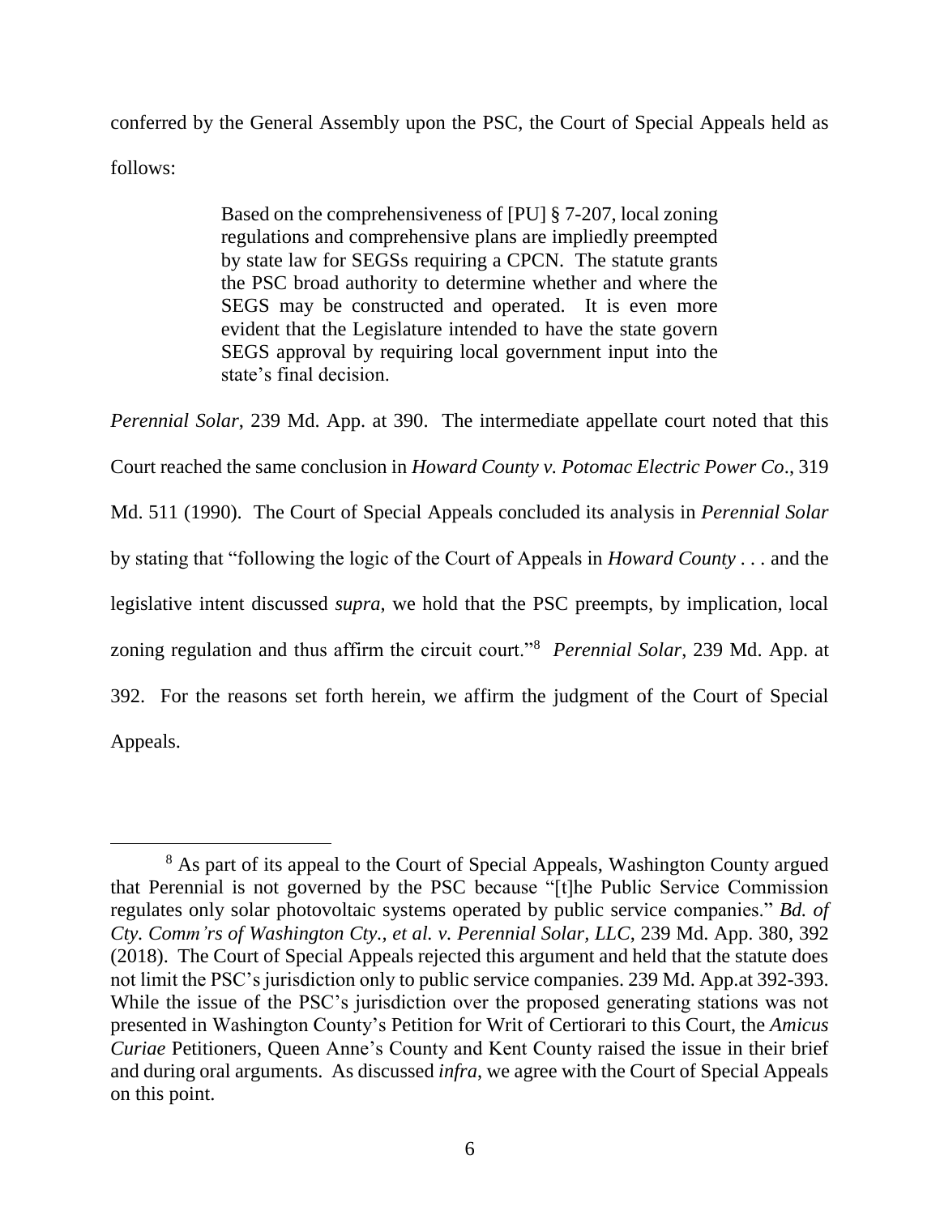conferred by the General Assembly upon the PSC, the Court of Special Appeals held as follows:

> Based on the comprehensiveness of [PU] § 7-207, local zoning regulations and comprehensive plans are impliedly preempted by state law for SEGSs requiring a CPCN. The statute grants the PSC broad authority to determine whether and where the SEGS may be constructed and operated. It is even more evident that the Legislature intended to have the state govern SEGS approval by requiring local government input into the state's final decision.

*Perennial Solar*, 239 Md. App. at 390. The intermediate appellate court noted that this Court reached the same conclusion in *Howard County v. Potomac Electric Power Co*., 319 Md. 511 (1990). The Court of Special Appeals concluded its analysis in *Perennial Solar* by stating that "following the logic of the Court of Appeals in *Howard County* . . . and the legislative intent discussed *supra*, we hold that the PSC preempts, by implication, local zoning regulation and thus affirm the circuit court."[8] *Perennial Solar*, 239 Md. App. at 392. For the reasons set forth herein, we affirm the judgment of the Court of Special Appeals.

---

[8] As part of its appeal to the Court of Special Appeals, Washington County argued that Perennial is not governed by the PSC because "[t]he Public Service Commission regulates only solar photovoltaic systems operated by public service companies." *Bd. of Cty. Comm'rs of Washington Cty., et al. v. Perennial Solar, LLC*, 239 Md. App. 380, 392 (2018). The Court of Special Appeals rejected this argument and held that the statute does not limit the PSC's jurisdiction only to public service companies. 239 Md. App.at 392-393. While the issue of the PSC's jurisdiction over the proposed generating stations was not presented in Washington County's Petition for Writ of Certiorari to this Court, the *Amicus Curiae* Petitioners, Queen Anne's County and Kent County raised the issue in their brief and during oral arguments. As discussed *infra*, we agree with the Court of Special Appeals on this point.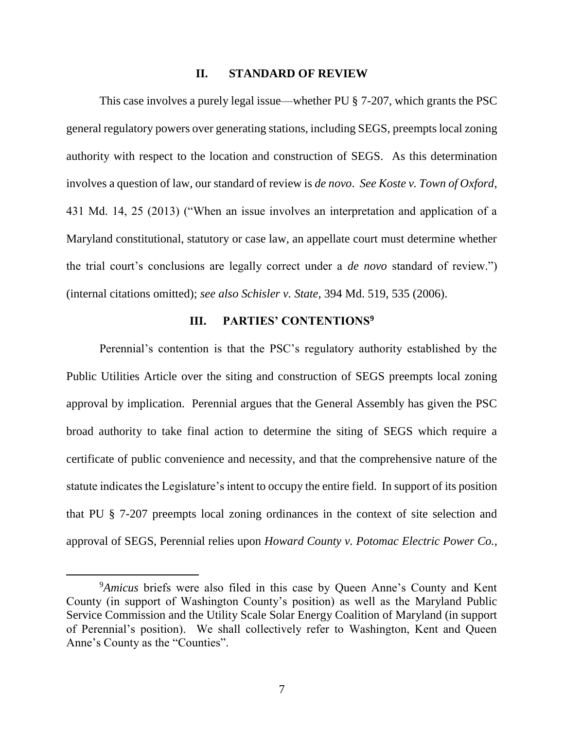## II. STANDARD OF REVIEW

This case involves a purely legal issue—whether PU § 7-207, which grants the PSC general regulatory powers over generating stations, including SEGS, preempts local zoning authority with respect to the location and construction of SEGS. As this determination involves a question of law, our standard of review is *de novo*. *See Koste v. Town of Oxford*, 431 Md. 14, 25 (2013) ("When an issue involves an interpretation and application of a Maryland constitutional, statutory or case law, an appellate court must determine whether the trial court's conclusions are legally correct under a *de novo* standard of review.") (internal citations omitted); *see also Schisler v. State*, 394 Md. 519, 535 (2006).

## III. PARTIES' CONTENTIONS[9]

Perennial's contention is that the PSC's regulatory authority established by the Public Utilities Article over the siting and construction of SEGS preempts local zoning approval by implication. Perennial argues that the General Assembly has given the PSC broad authority to take final action to determine the siting of SEGS which require a certificate of public convenience and necessity, and that the comprehensive nature of the statute indicates the Legislature's intent to occupy the entire field. In support of its position that PU § 7-207 preempts local zoning ordinances in the context of site selection and approval of SEGS, Perennial relies upon *Howard County v. Potomac Electric Power Co.*,

[9] *Amicus* briefs were also filed in this case by Queen Anne's County and Kent County (in support of Washington County's position) as well as the Maryland Public Service Commission and the Utility Scale Solar Energy Coalition of Maryland (in support of Perennial's position). We shall collectively refer to Washington, Kent and Queen Anne's County as the "Counties".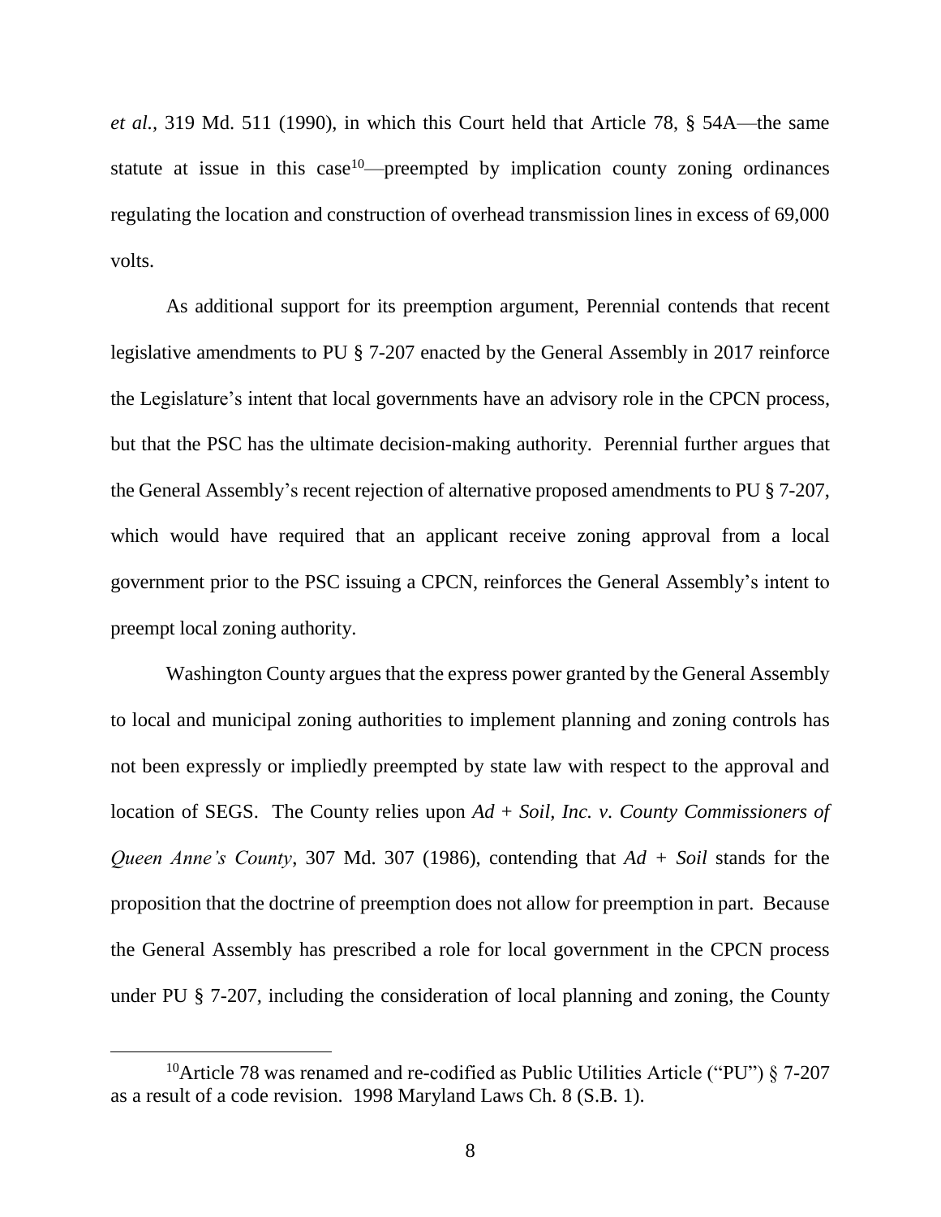*et al.*, 319 Md. 511 (1990), in which this Court held that Article 78, § 54A—the same statute at issue in this case[10]—preempted by implication county zoning ordinances regulating the location and construction of overhead transmission lines in excess of 69,000 volts.

As additional support for its preemption argument, Perennial contends that recent legislative amendments to PU § 7-207 enacted by the General Assembly in 2017 reinforce the Legislature's intent that local governments have an advisory role in the CPCN process, but that the PSC has the ultimate decision-making authority. Perennial further argues that the General Assembly's recent rejection of alternative proposed amendments to PU § 7-207, which would have required that an applicant receive zoning approval from a local government prior to the PSC issuing a CPCN, reinforces the General Assembly's intent to preempt local zoning authority.

Washington County argues that the express power granted by the General Assembly to local and municipal zoning authorities to implement planning and zoning controls has not been expressly or impliedly preempted by state law with respect to the approval and location of SEGS. The County relies upon *Ad + Soil, Inc. v. County Commissioners of Queen Anne's County*, 307 Md. 307 (1986), contending that *Ad + Soil* stands for the proposition that the doctrine of preemption does not allow for preemption in part. Because the General Assembly has prescribed a role for local government in the CPCN process under PU § 7-207, including the consideration of local planning and zoning, the County

---

[10] Article 78 was renamed and re-codified as Public Utilities Article ("PU") § 7-207 as a result of a code revision. 1998 Maryland Laws Ch. 8 (S.B. 1).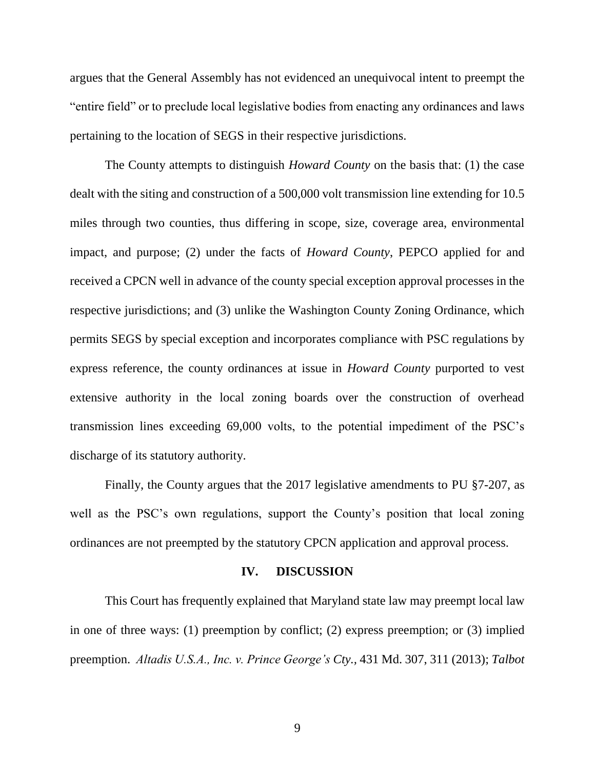argues that the General Assembly has not evidenced an unequivocal intent to preempt the "entire field" or to preclude local legislative bodies from enacting any ordinances and laws pertaining to the location of SEGS in their respective jurisdictions.

The County attempts to distinguish *Howard County* on the basis that: (1) the case dealt with the siting and construction of a 500,000 volt transmission line extending for 10.5 miles through two counties, thus differing in scope, size, coverage area, environmental impact, and purpose; (2) under the facts of *Howard County*, PEPCO applied for and received a CPCN well in advance of the county special exception approval processes in the respective jurisdictions; and (3) unlike the Washington County Zoning Ordinance, which permits SEGS by special exception and incorporates compliance with PSC regulations by express reference, the county ordinances at issue in *Howard County* purported to vest extensive authority in the local zoning boards over the construction of overhead transmission lines exceeding 69,000 volts, to the potential impediment of the PSC's discharge of its statutory authority.

Finally, the County argues that the 2017 legislative amendments to PU §7-207, as well as the PSC's own regulations, support the County's position that local zoning ordinances are not preempted by the statutory CPCN application and approval process.

## IV. DISCUSSION

This Court has frequently explained that Maryland state law may preempt local law in one of three ways: (1) preemption by conflict; (2) express preemption; or (3) implied preemption. *Altadis U.S.A., Inc. v. Prince George's Cty.*, 431 Md. 307, 311 (2013); *Talbot*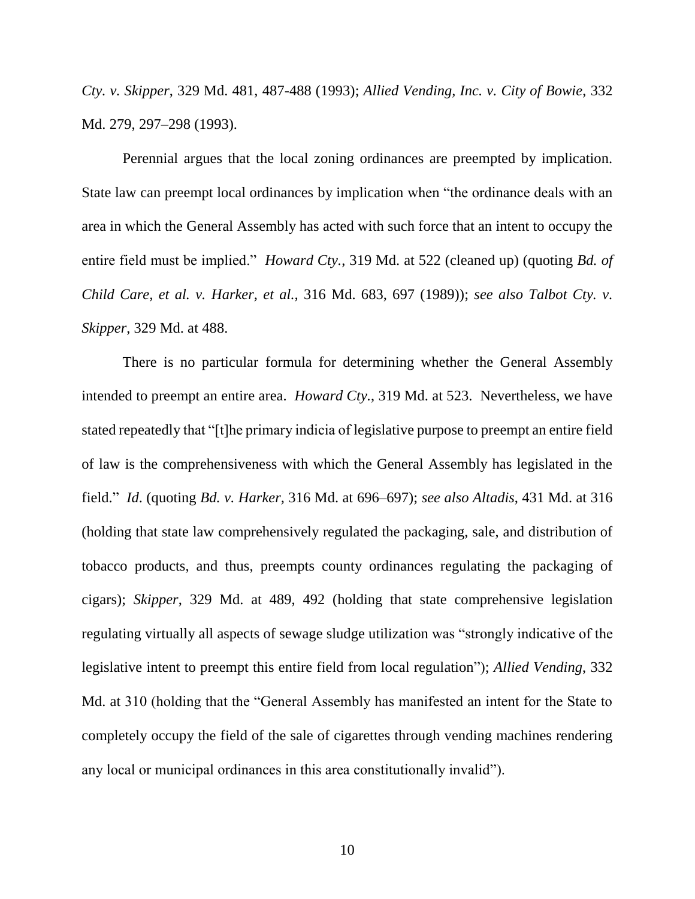*Cty. v. Skipper*, 329 Md. 481, 487-488 (1993); *Allied Vending, Inc. v. City of Bowie*, 332 Md. 279, 297–298 (1993).

Perennial argues that the local zoning ordinances are preempted by implication. State law can preempt local ordinances by implication when "the ordinance deals with an area in which the General Assembly has acted with such force that an intent to occupy the entire field must be implied." *Howard Cty.*, 319 Md. at 522 (cleaned up) (quoting *Bd. of Child Care, et al. v. Harker, et al.*, 316 Md. 683, 697 (1989)); *see also Talbot Cty. v. Skipper*, 329 Md. at 488.

There is no particular formula for determining whether the General Assembly intended to preempt an entire area. *Howard Cty.*, 319 Md. at 523. Nevertheless, we have stated repeatedly that "[t]he primary indicia of legislative purpose to preempt an entire field of law is the comprehensiveness with which the General Assembly has legislated in the field." *Id*. (quoting *Bd. v. Harker*, 316 Md. at 696–697); *see also Altadis*, 431 Md. at 316 (holding that state law comprehensively regulated the packaging, sale, and distribution of tobacco products, and thus, preempts county ordinances regulating the packaging of cigars); *Skipper*, 329 Md. at 489, 492 (holding that state comprehensive legislation regulating virtually all aspects of sewage sludge utilization was "strongly indicative of the legislative intent to preempt this entire field from local regulation"); *Allied Vending*, 332 Md. at 310 (holding that the "General Assembly has manifested an intent for the State to completely occupy the field of the sale of cigarettes through vending machines rendering any local or municipal ordinances in this area constitutionally invalid").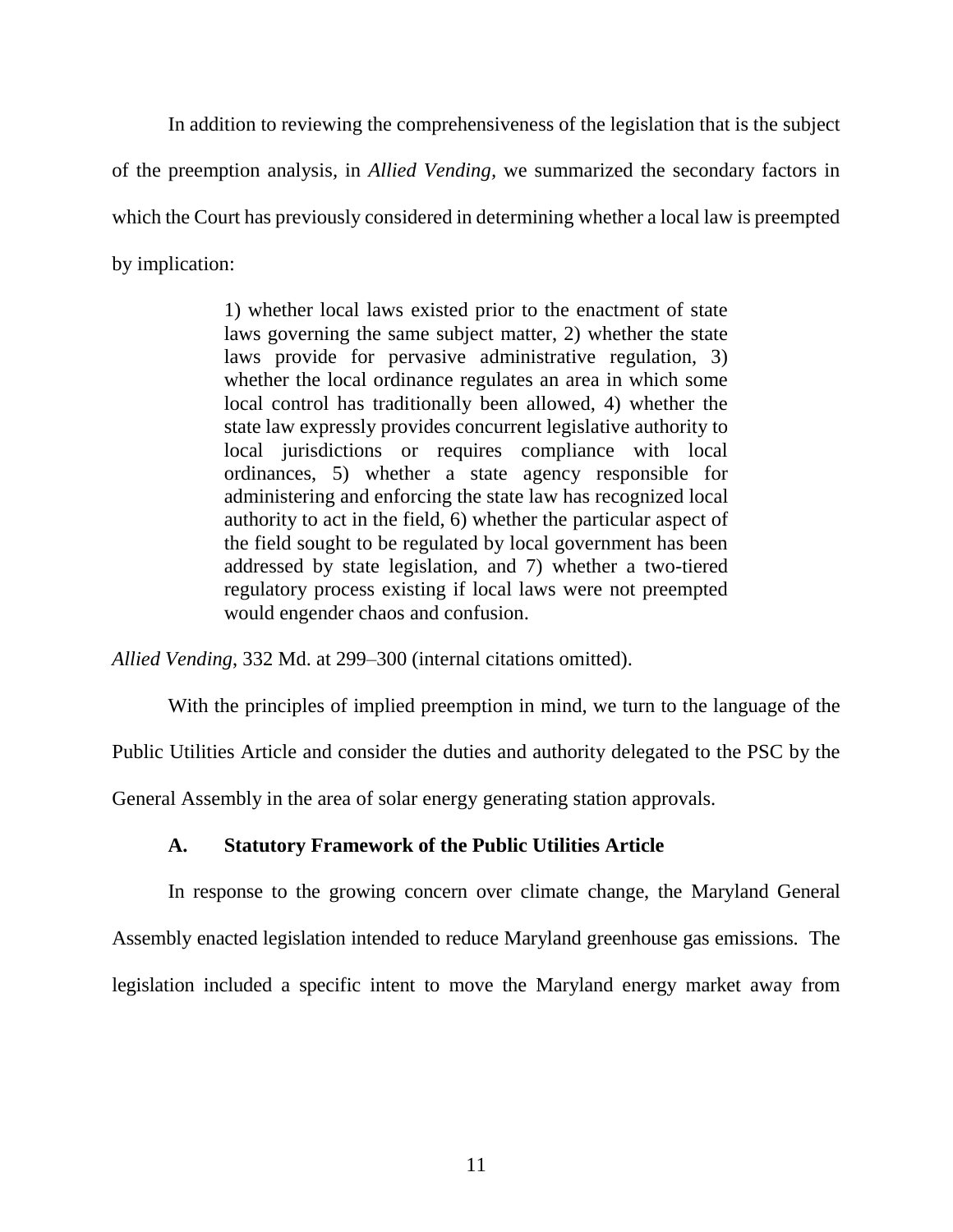In addition to reviewing the comprehensiveness of the legislation that is the subject of the preemption analysis, in *Allied Vending*, we summarized the secondary factors in which the Court has previously considered in determining whether a local law is preempted by implication:

> 1) whether local laws existed prior to the enactment of state laws governing the same subject matter, 2) whether the state laws provide for pervasive administrative regulation, 3) whether the local ordinance regulates an area in which some local control has traditionally been allowed, 4) whether the state law expressly provides concurrent legislative authority to local jurisdictions or requires compliance with local ordinances, 5) whether a state agency responsible for administering and enforcing the state law has recognized local authority to act in the field, 6) whether the particular aspect of the field sought to be regulated by local government has been addressed by state legislation, and 7) whether a two-tiered regulatory process existing if local laws were not preempted would engender chaos and confusion.

*Allied Vending*, 332 Md. at 299–300 (internal citations omitted).

With the principles of implied preemption in mind, we turn to the language of the Public Utilities Article and consider the duties and authority delegated to the PSC by the General Assembly in the area of solar energy generating station approvals.

### A. Statutory Framework of the Public Utilities Article

In response to the growing concern over climate change, the Maryland General Assembly enacted legislation intended to reduce Maryland greenhouse gas emissions. The legislation included a specific intent to move the Maryland energy market away from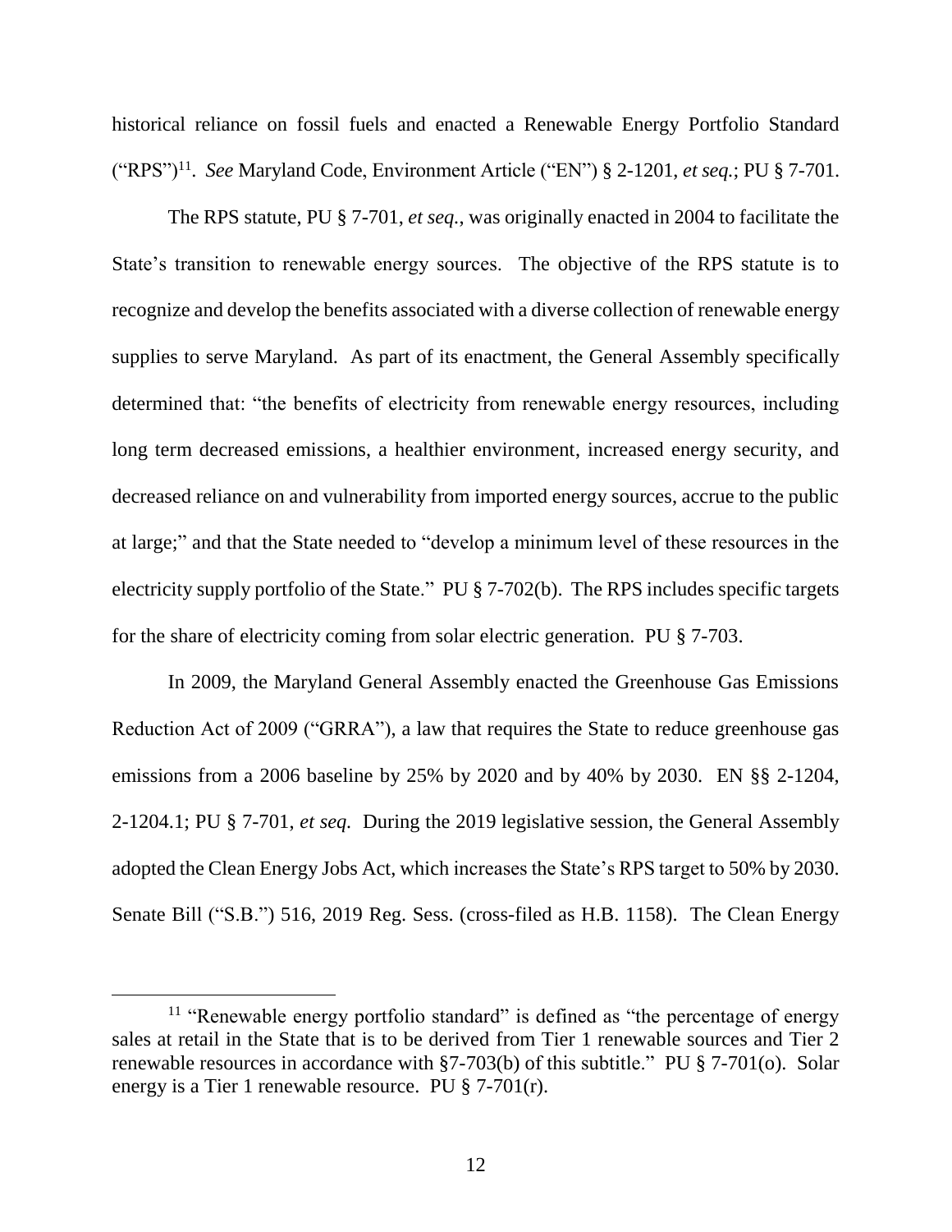historical reliance on fossil fuels and enacted a Renewable Energy Portfolio Standard ("RPS")[11]. *See* Maryland Code, Environment Article ("EN") § 2-1201, *et seq.*; PU § 7-701.

The RPS statute, PU § 7-701, *et seq.*, was originally enacted in 2004 to facilitate the State's transition to renewable energy sources. The objective of the RPS statute is to recognize and develop the benefits associated with a diverse collection of renewable energy supplies to serve Maryland. As part of its enactment, the General Assembly specifically determined that: "the benefits of electricity from renewable energy resources, including long term decreased emissions, a healthier environment, increased energy security, and decreased reliance on and vulnerability from imported energy sources, accrue to the public at large;" and that the State needed to "develop a minimum level of these resources in the electricity supply portfolio of the State." PU § 7-702(b). The RPS includes specific targets for the share of electricity coming from solar electric generation. PU § 7-703.

In 2009, the Maryland General Assembly enacted the Greenhouse Gas Emissions Reduction Act of 2009 ("GRRA"), a law that requires the State to reduce greenhouse gas emissions from a 2006 baseline by 25% by 2020 and by 40% by 2030. EN §§ 2-1204, 2-1204.1; PU § 7-701, *et seq.* During the 2019 legislative session, the General Assembly adopted the Clean Energy Jobs Act, which increases the State's RPS target to 50% by 2030. Senate Bill ("S.B.") 516, 2019 Reg. Sess. (cross-filed as H.B. 1158). The Clean Energy

[11] "Renewable energy portfolio standard" is defined as "the percentage of energy sales at retail in the State that is to be derived from Tier 1 renewable sources and Tier 2 renewable resources in accordance with §7-703(b) of this subtitle." PU § 7-701(o). Solar energy is a Tier 1 renewable resource. PU § 7-701(r).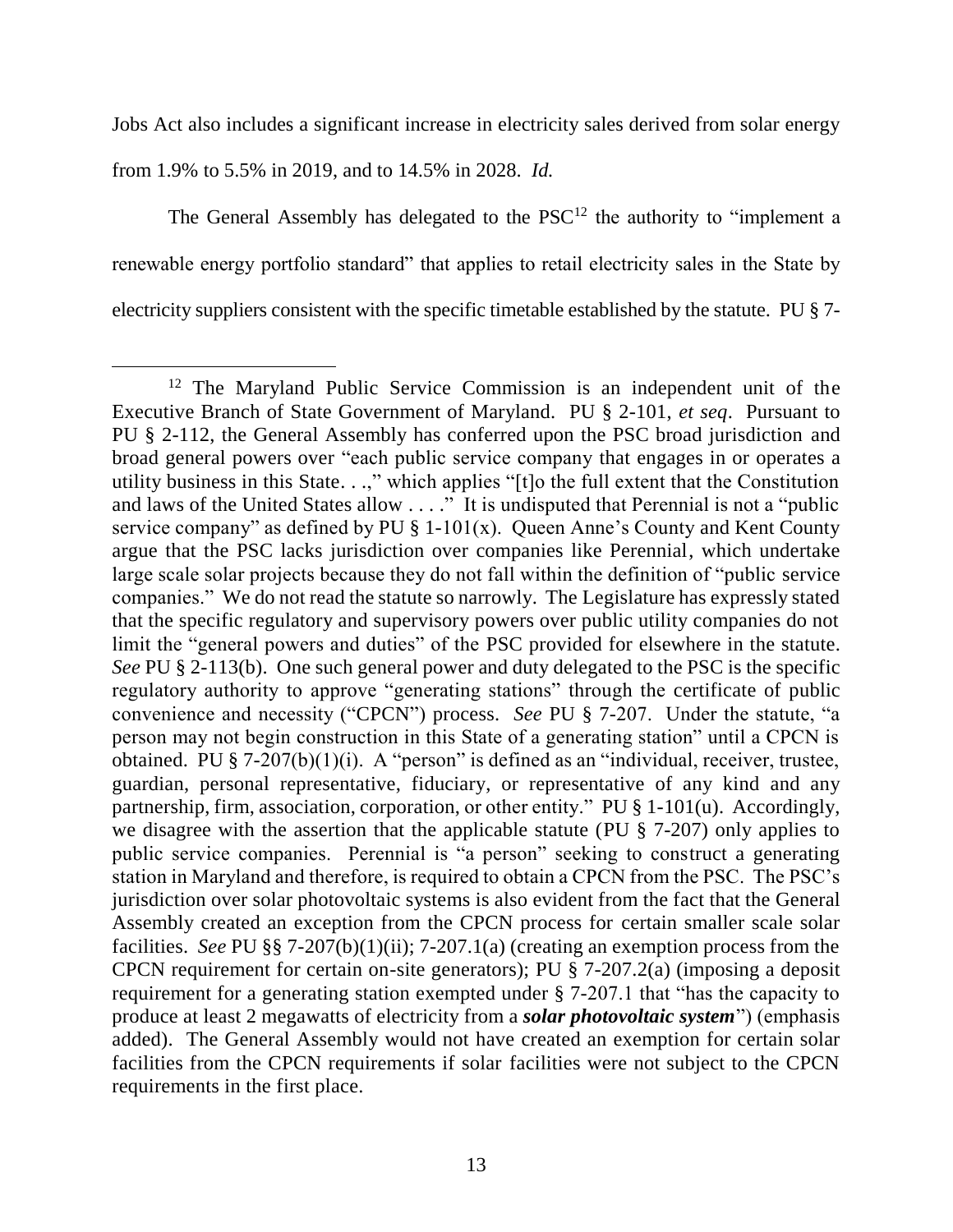Jobs Act also includes a significant increase in electricity sales derived from solar energy from 1.9% to 5.5% in 2019, and to 14.5% in 2028. *Id.*

The General Assembly has delegated to the PSC[12] the authority to "implement a renewable energy portfolio standard" that applies to retail electricity sales in the State by electricity suppliers consistent with the specific timetable established by the statute. PU § 7-

---

[12] The Maryland Public Service Commission is an independent unit of the Executive Branch of State Government of Maryland. PU § 2-101, *et seq*. Pursuant to PU § 2-112, the General Assembly has conferred upon the PSC broad jurisdiction and broad general powers over "each public service company that engages in or operates a utility business in this State. . .," which applies "[t]o the full extent that the Constitution and laws of the United States allow . . . ." It is undisputed that Perennial is not a "public service company" as defined by PU § 1-101(x). Queen Anne's County and Kent County argue that the PSC lacks jurisdiction over companies like Perennial, which undertake large scale solar projects because they do not fall within the definition of "public service companies." We do not read the statute so narrowly. The Legislature has expressly stated that the specific regulatory and supervisory powers over public utility companies do not limit the "general powers and duties" of the PSC provided for elsewhere in the statute. *See* PU § 2-113(b). One such general power and duty delegated to the PSC is the specific regulatory authority to approve "generating stations" through the certificate of public convenience and necessity ("CPCN") process. *See* PU § 7-207. Under the statute, "a person may not begin construction in this State of a generating station" until a CPCN is obtained. PU § 7-207(b)(1)(i). A "person" is defined as an "individual, receiver, trustee, guardian, personal representative, fiduciary, or representative of any kind and any partnership, firm, association, corporation, or other entity." PU § 1-101(u). Accordingly, we disagree with the assertion that the applicable statute (PU § 7-207) only applies to public service companies. Perennial is "a person" seeking to construct a generating station in Maryland and therefore, is required to obtain a CPCN from the PSC. The PSC's jurisdiction over solar photovoltaic systems is also evident from the fact that the General Assembly created an exception from the CPCN process for certain smaller scale solar facilities. *See* PU §§ 7-207(b)(1)(ii); 7-207.1(a) (creating an exemption process from the CPCN requirement for certain on-site generators); PU § 7-207.2(a) (imposing a deposit requirement for a generating station exempted under § 7-207.1 that "has the capacity to produce at least 2 megawatts of electricity from a ***solar photovoltaic system***") (emphasis added). The General Assembly would not have created an exemption for certain solar facilities from the CPCN requirements if solar facilities were not subject to the CPCN requirements in the first place.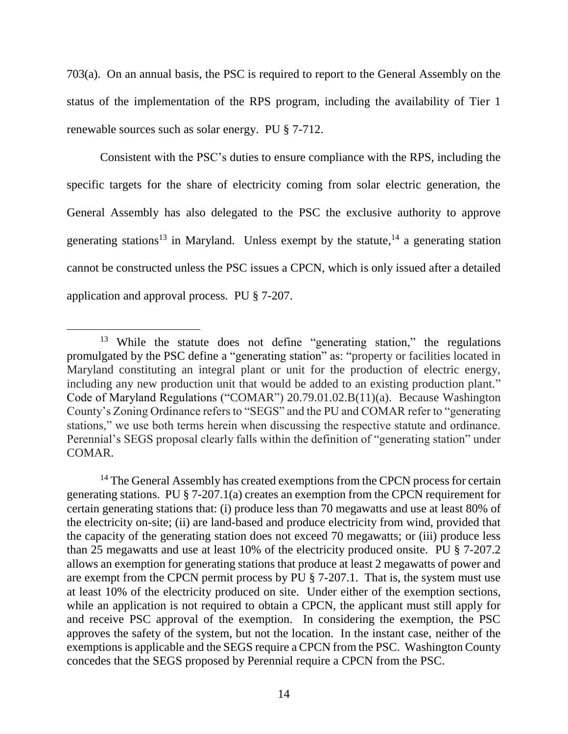703(a). On an annual basis, the PSC is required to report to the General Assembly on the status of the implementation of the RPS program, including the availability of Tier 1 renewable sources such as solar energy. PU § 7-712.

Consistent with the PSC's duties to ensure compliance with the RPS, including the specific targets for the share of electricity coming from solar electric generation, the General Assembly has also delegated to the PSC the exclusive authority to approve generating stations[13] in Maryland. Unless exempt by the statute,[14] a generating station cannot be constructed unless the PSC issues a CPCN, which is only issued after a detailed application and approval process. PU § 7-207.

---

[13] While the statute does not define "generating station," the regulations promulgated by the PSC define a "generating station" as: "property or facilities located in Maryland constituting an integral plant or unit for the production of electric energy, including any new production unit that would be added to an existing production plant." Code of Maryland Regulations ("COMAR") 20.79.01.02.B(11)(a). Because Washington County's Zoning Ordinance refers to "SEGS" and the PU and COMAR refer to "generating stations," we use both terms herein when discussing the respective statute and ordinance. Perennial's SEGS proposal clearly falls within the definition of "generating station" under COMAR.

[14] The General Assembly has created exemptions from the CPCN process for certain generating stations. PU § 7-207.1(a) creates an exemption from the CPCN requirement for certain generating stations that: (i) produce less than 70 megawatts and use at least 80% of the electricity on-site; (ii) are land-based and produce electricity from wind, provided that the capacity of the generating station does not exceed 70 megawatts; or (iii) produce less than 25 megawatts and use at least 10% of the electricity produced onsite. PU § 7-207.2 allows an exemption for generating stations that produce at least 2 megawatts of power and are exempt from the CPCN permit process by PU § 7-207.1. That is, the system must use at least 10% of the electricity produced on site. Under either of the exemption sections, while an application is not required to obtain a CPCN, the applicant must still apply for and receive PSC approval of the exemption. In considering the exemption, the PSC approves the safety of the system, but not the location. In the instant case, neither of the exemptions is applicable and the SEGS require a CPCN from the PSC. Washington County concedes that the SEGS proposed by Perennial require a CPCN from the PSC.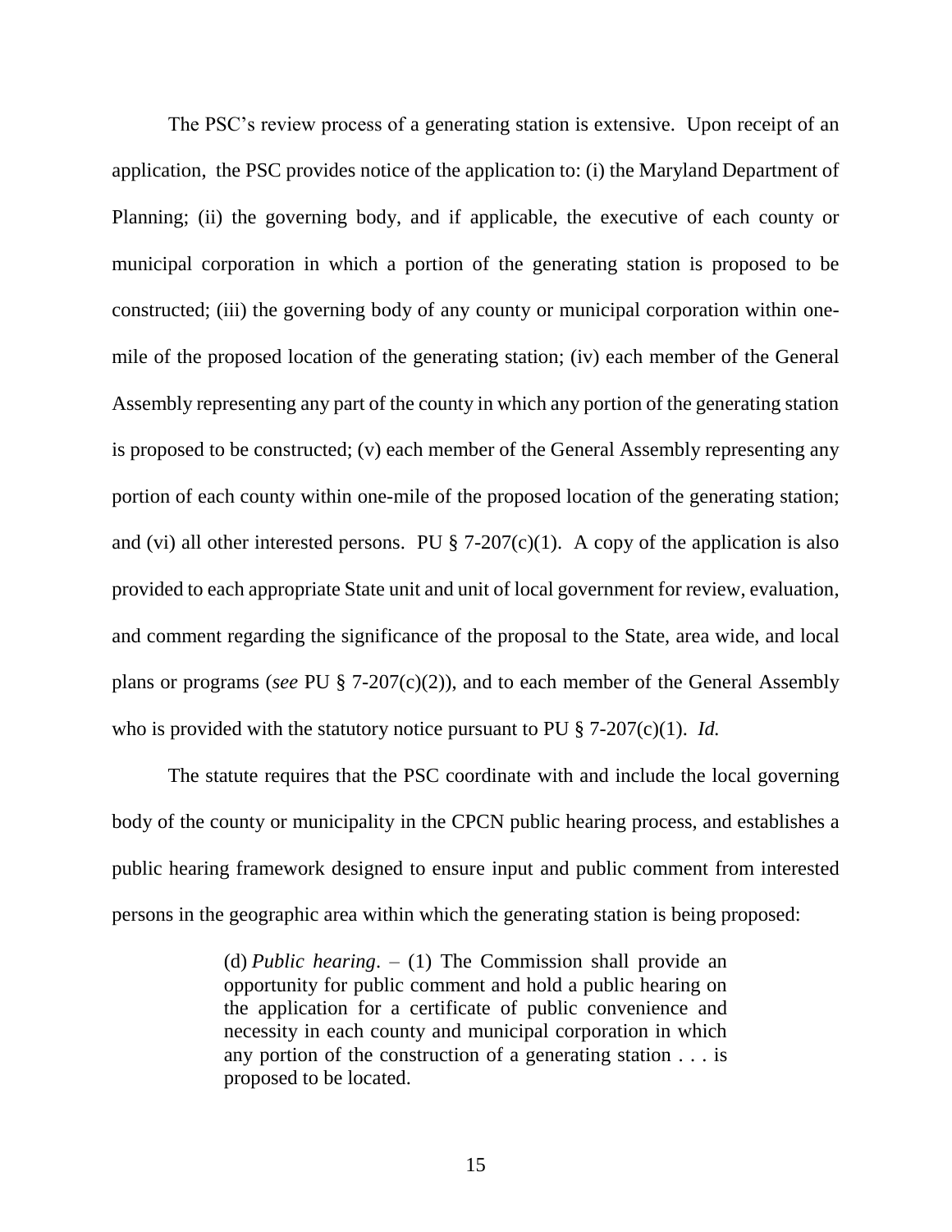The PSC's review process of a generating station is extensive. Upon receipt of an application, the PSC provides notice of the application to: (i) the Maryland Department of Planning; (ii) the governing body, and if applicable, the executive of each county or municipal corporation in which a portion of the generating station is proposed to be constructed; (iii) the governing body of any county or municipal corporation within one-mile of the proposed location of the generating station; (iv) each member of the General Assembly representing any part of the county in which any portion of the generating station is proposed to be constructed; (v) each member of the General Assembly representing any portion of each county within one-mile of the proposed location of the generating station; and (vi) all other interested persons. PU § 7-207(c)(1). A copy of the application is also provided to each appropriate State unit and unit of local government for review, evaluation, and comment regarding the significance of the proposal to the State, area wide, and local plans or programs (*see* PU § 7-207(c)(2)), and to each member of the General Assembly who is provided with the statutory notice pursuant to PU § 7-207(c)(1). *Id.*

The statute requires that the PSC coordinate with and include the local governing body of the county or municipality in the CPCN public hearing process, and establishes a public hearing framework designed to ensure input and public comment from interested persons in the geographic area within which the generating station is being proposed:

> (d) *Public hearing*. – (1) The Commission shall provide an opportunity for public comment and hold a public hearing on the application for a certificate of public convenience and necessity in each county and municipal corporation in which any portion of the construction of a generating station . . . is proposed to be located.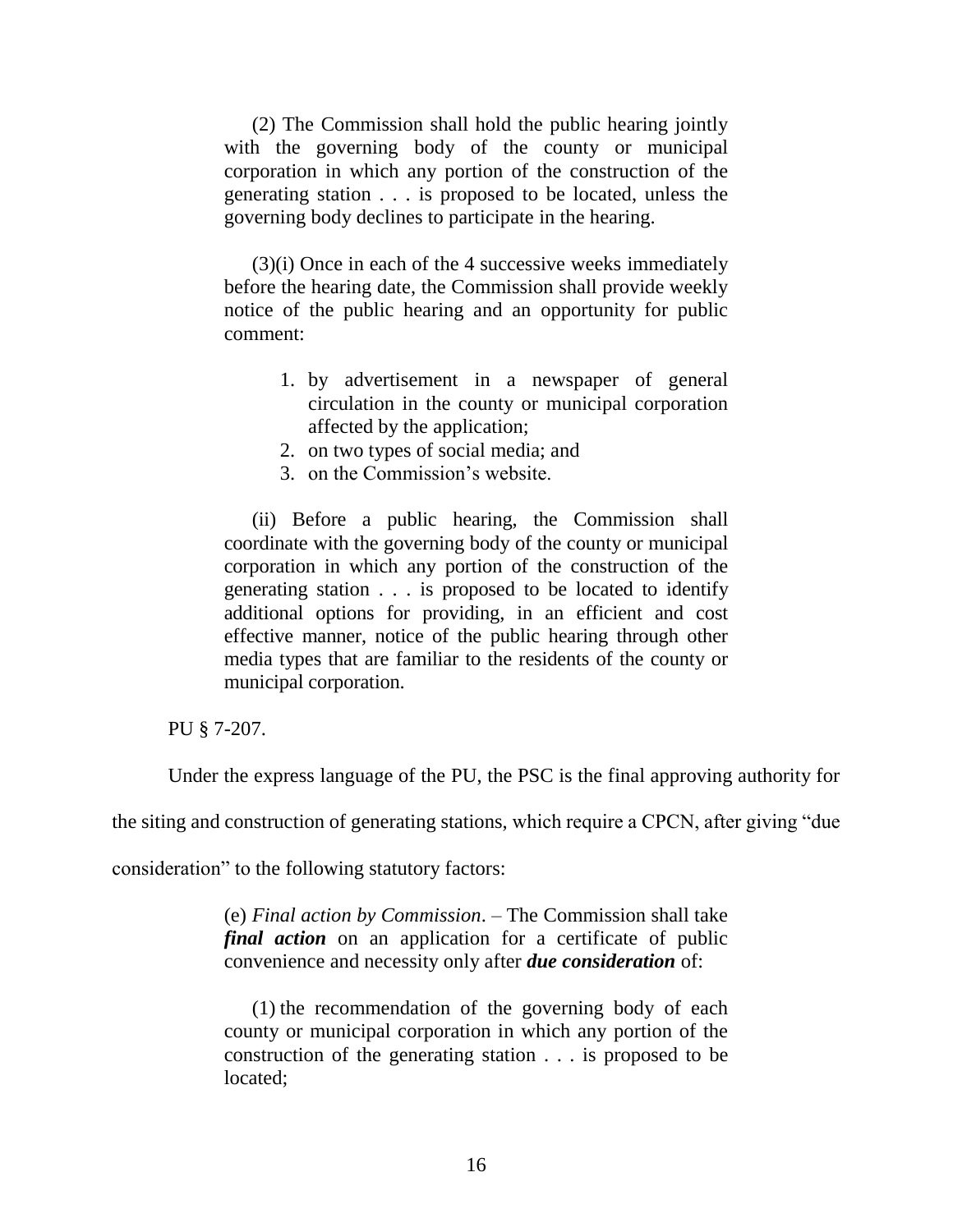> (2) The Commission shall hold the public hearing jointly with the governing body of the county or municipal corporation in which any portion of the construction of the generating station . . . is proposed to be located, unless the governing body declines to participate in the hearing.
>
> (3)(i) Once in each of the 4 successive weeks immediately before the hearing date, the Commission shall provide weekly notice of the public hearing and an opportunity for public comment:
>
> 1. by advertisement in a newspaper of general circulation in the county or municipal corporation affected by the application;
> 2. on two types of social media; and
> 3. on the Commission's website.
>
> (ii) Before a public hearing, the Commission shall coordinate with the governing body of the county or municipal corporation in which any portion of the construction of the generating station . . . is proposed to be located to identify additional options for providing, in an efficient and cost effective manner, notice of the public hearing through other media types that are familiar to the residents of the county or municipal corporation.

PU § 7-207.

Under the express language of the PU, the PSC is the final approving authority for the siting and construction of generating stations, which require a CPCN, after giving "due consideration" to the following statutory factors:

> (e) *Final action by Commission*. – The Commission shall take ***final action*** on an application for a certificate of public convenience and necessity only after ***due consideration*** of:
>
> (1) the recommendation of the governing body of each county or municipal corporation in which any portion of the construction of the generating station . . . is proposed to be located;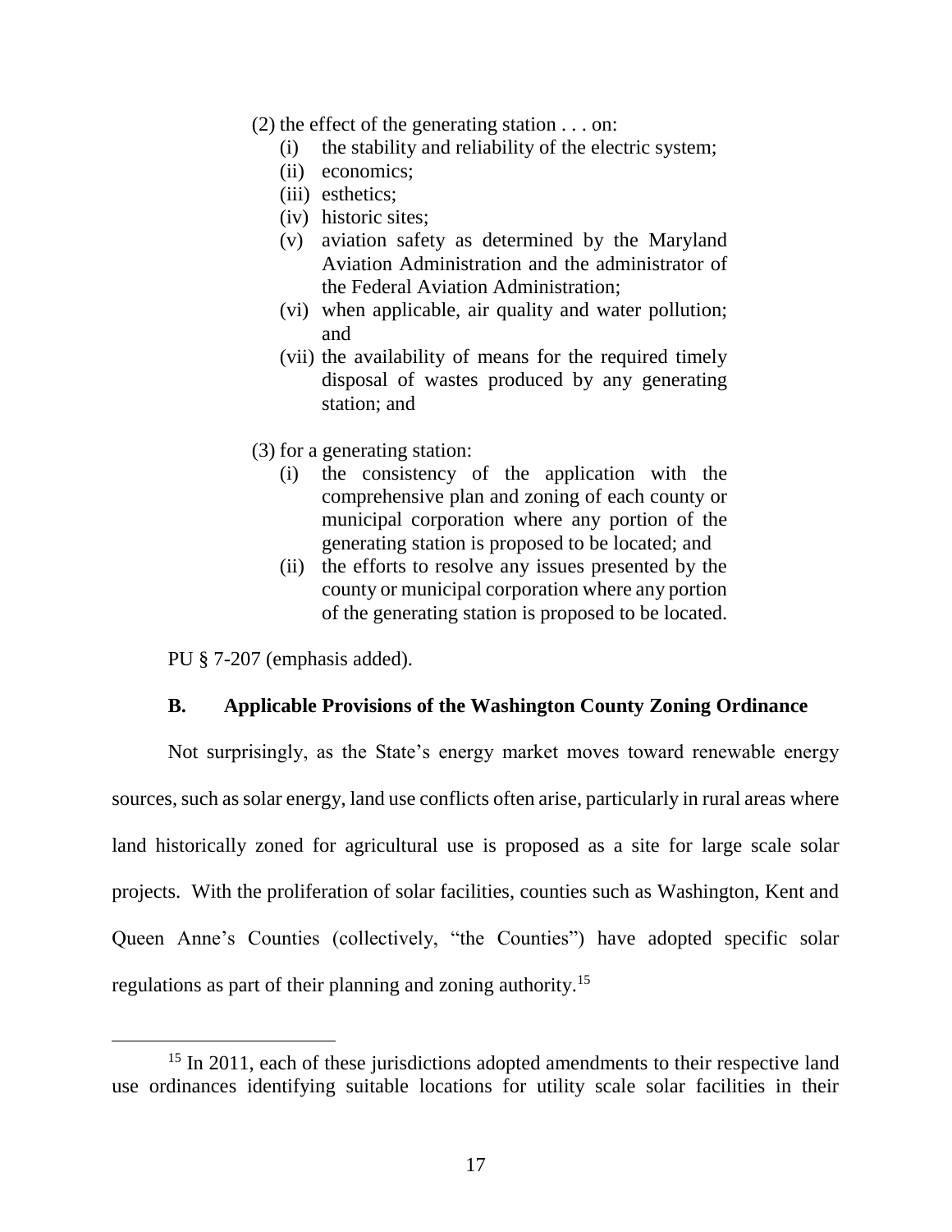(2) the effect of the generating station . . . on:

(i) the stability and reliability of the electric system;

(ii) economics;

(iii) esthetics;

(iv) historic sites;

(v) aviation safety as determined by the Maryland Aviation Administration and the administrator of the Federal Aviation Administration;

(vi) when applicable, air quality and water pollution; and

(vii) the availability of means for the required timely disposal of wastes produced by any generating station; and

(3) for a generating station:

(i) the consistency of the application with the comprehensive plan and zoning of each county or municipal corporation where any portion of the generating station is proposed to be located; and

(ii) the efforts to resolve any issues presented by the county or municipal corporation where any portion of the generating station is proposed to be located.

PU § 7-207 (emphasis added).

### B. Applicable Provisions of the Washington County Zoning Ordinance

Not surprisingly, as the State's energy market moves toward renewable energy sources, such as solar energy, land use conflicts often arise, particularly in rural areas where land historically zoned for agricultural use is proposed as a site for large scale solar projects. With the proliferation of solar facilities, counties such as Washington, Kent and Queen Anne's Counties (collectively, "the Counties") have adopted specific solar regulations as part of their planning and zoning authority.[15]

---

[15] In 2011, each of these jurisdictions adopted amendments to their respective land use ordinances identifying suitable locations for utility scale solar facilities in their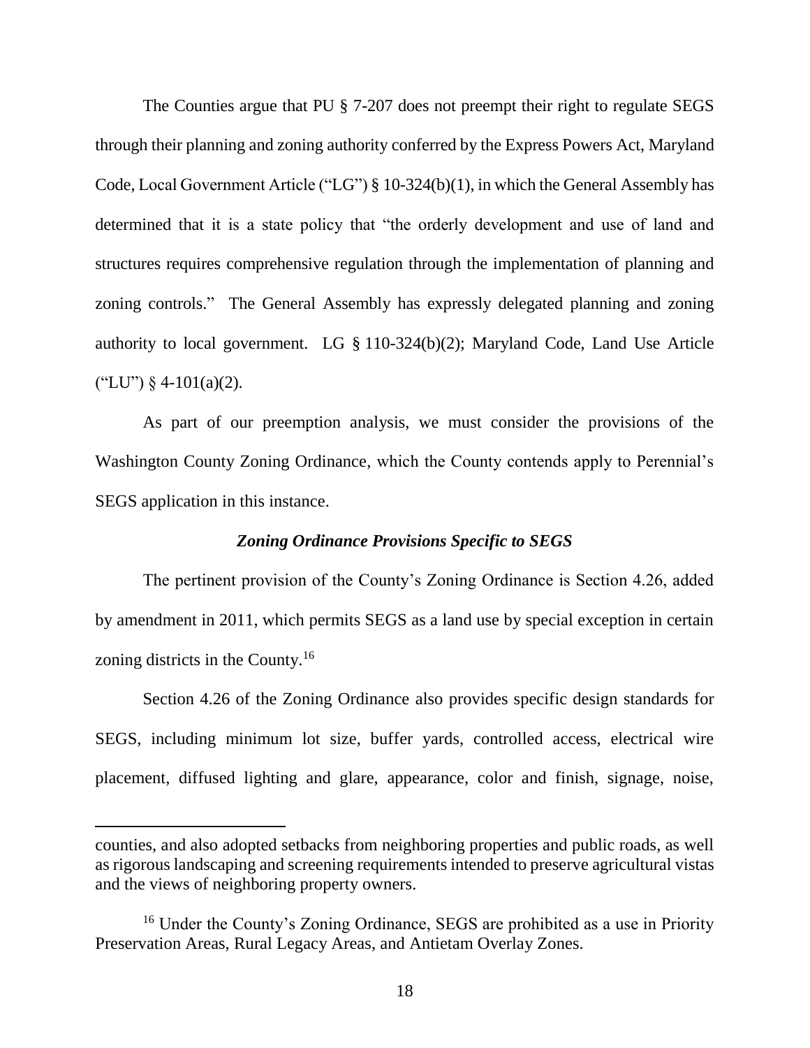The Counties argue that PU § 7-207 does not preempt their right to regulate SEGS through their planning and zoning authority conferred by the Express Powers Act, Maryland Code, Local Government Article ("LG") § 10-324(b)(1), in which the General Assembly has determined that it is a state policy that "the orderly development and use of land and structures requires comprehensive regulation through the implementation of planning and zoning controls." The General Assembly has expressly delegated planning and zoning authority to local government. LG § 110-324(b)(2); Maryland Code, Land Use Article ("LU") § 4-101(a)(2).

As part of our preemption analysis, we must consider the provisions of the Washington County Zoning Ordinance, which the County contends apply to Perennial's SEGS application in this instance.

### *Zoning Ordinance Provisions Specific to SEGS*

The pertinent provision of the County's Zoning Ordinance is Section 4.26, added by amendment in 2011, which permits SEGS as a land use by special exception in certain zoning districts in the County.[16]

Section 4.26 of the Zoning Ordinance also provides specific design standards for SEGS, including minimum lot size, buffer yards, controlled access, electrical wire placement, diffused lighting and glare, appearance, color and finish, signage, noise,

---

counties, and also adopted setbacks from neighboring properties and public roads, as well as rigorous landscaping and screening requirements intended to preserve agricultural vistas and the views of neighboring property owners.

[16] Under the County's Zoning Ordinance, SEGS are prohibited as a use in Priority Preservation Areas, Rural Legacy Areas, and Antietam Overlay Zones.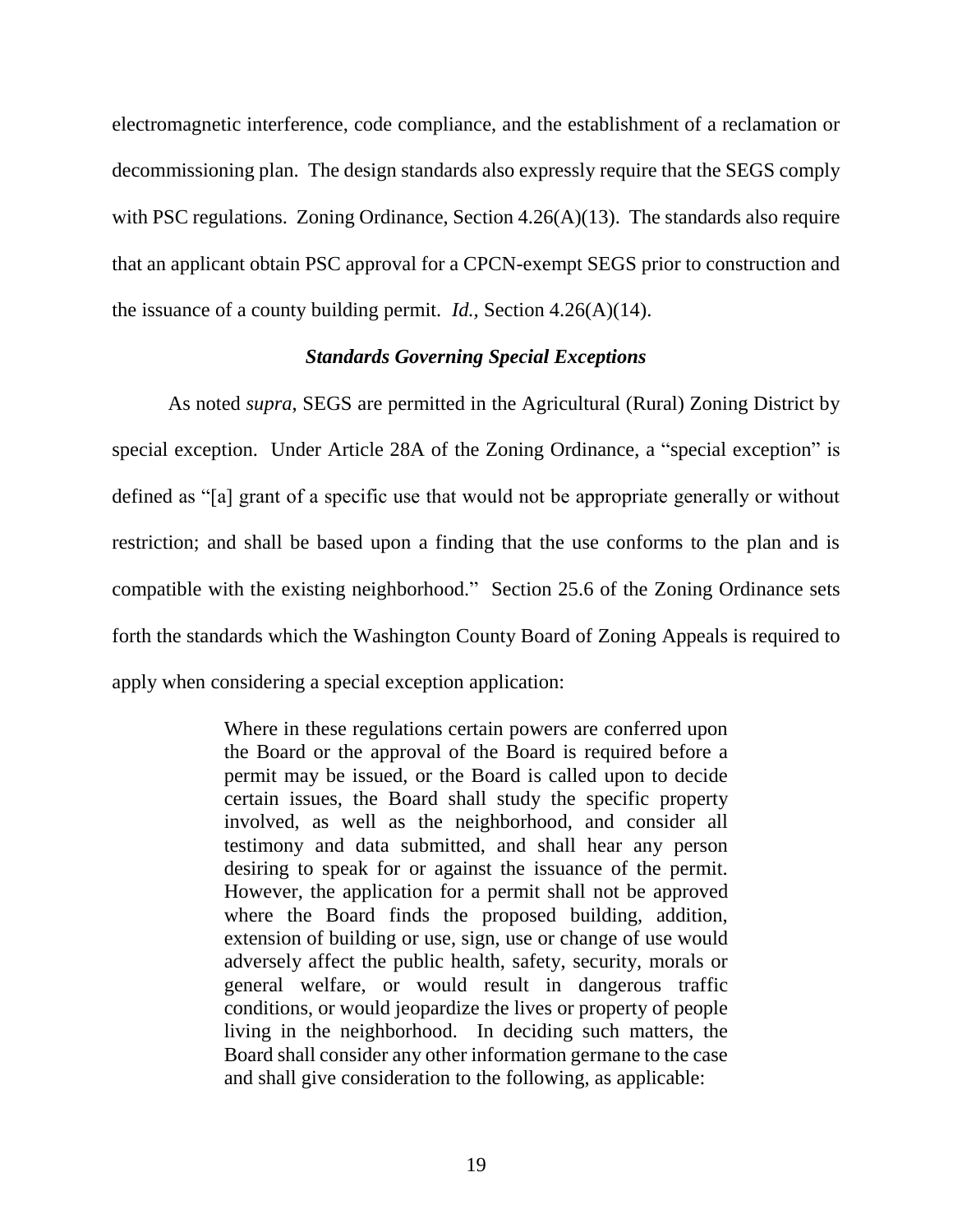electromagnetic interference, code compliance, and the establishment of a reclamation or decommissioning plan. The design standards also expressly require that the SEGS comply with PSC regulations. Zoning Ordinance, Section 4.26(A)(13). The standards also require that an applicant obtain PSC approval for a CPCN-exempt SEGS prior to construction and the issuance of a county building permit. *Id.*, Section 4.26(A)(14).

### *Standards Governing Special Exceptions*

As noted *supra*, SEGS are permitted in the Agricultural (Rural) Zoning District by special exception. Under Article 28A of the Zoning Ordinance, a "special exception" is defined as "[a] grant of a specific use that would not be appropriate generally or without restriction; and shall be based upon a finding that the use conforms to the plan and is compatible with the existing neighborhood." Section 25.6 of the Zoning Ordinance sets forth the standards which the Washington County Board of Zoning Appeals is required to apply when considering a special exception application:

> Where in these regulations certain powers are conferred upon the Board or the approval of the Board is required before a permit may be issued, or the Board is called upon to decide certain issues, the Board shall study the specific property involved, as well as the neighborhood, and consider all testimony and data submitted, and shall hear any person desiring to speak for or against the issuance of the permit. However, the application for a permit shall not be approved where the Board finds the proposed building, addition, extension of building or use, sign, use or change of use would adversely affect the public health, safety, security, morals or general welfare, or would result in dangerous traffic conditions, or would jeopardize the lives or property of people living in the neighborhood. In deciding such matters, the Board shall consider any other information germane to the case and shall give consideration to the following, as applicable: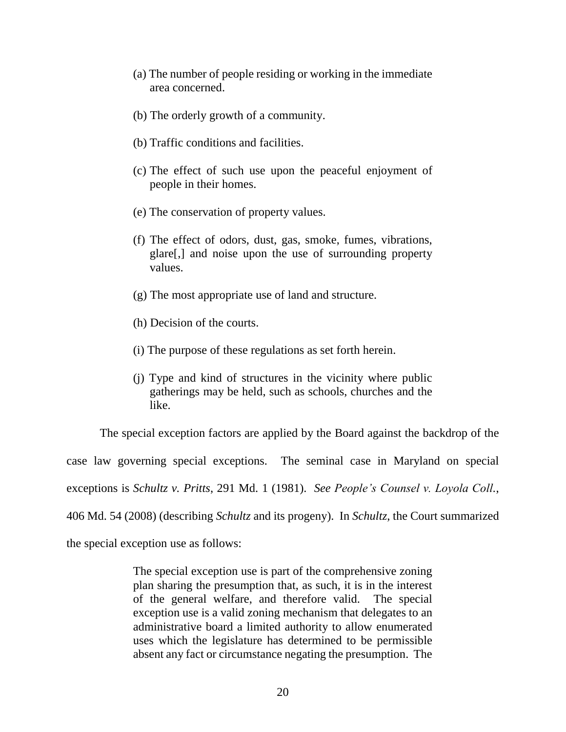(a) The number of people residing or working in the immediate area concerned.

(b) The orderly growth of a community.

(b) Traffic conditions and facilities.

(c) The effect of such use upon the peaceful enjoyment of people in their homes.

(e) The conservation of property values.

(f) The effect of odors, dust, gas, smoke, fumes, vibrations, glare[,] and noise upon the use of surrounding property values.

(g) The most appropriate use of land and structure.

(h) Decision of the courts.

(i) The purpose of these regulations as set forth herein.

(j) Type and kind of structures in the vicinity where public gatherings may be held, such as schools, churches and the like.

The special exception factors are applied by the Board against the backdrop of the case law governing special exceptions. The seminal case in Maryland on special exceptions is *Schultz v. Pritts*, 291 Md. 1 (1981). *See People's Counsel v. Loyola Coll.*, 406 Md. 54 (2008) (describing *Schultz* and its progeny). In *Schultz*, the Court summarized the special exception use as follows:

> The special exception use is part of the comprehensive zoning plan sharing the presumption that, as such, it is in the interest of the general welfare, and therefore valid. The special exception use is a valid zoning mechanism that delegates to an administrative board a limited authority to allow enumerated uses which the legislature has determined to be permissible absent any fact or circumstance negating the presumption. The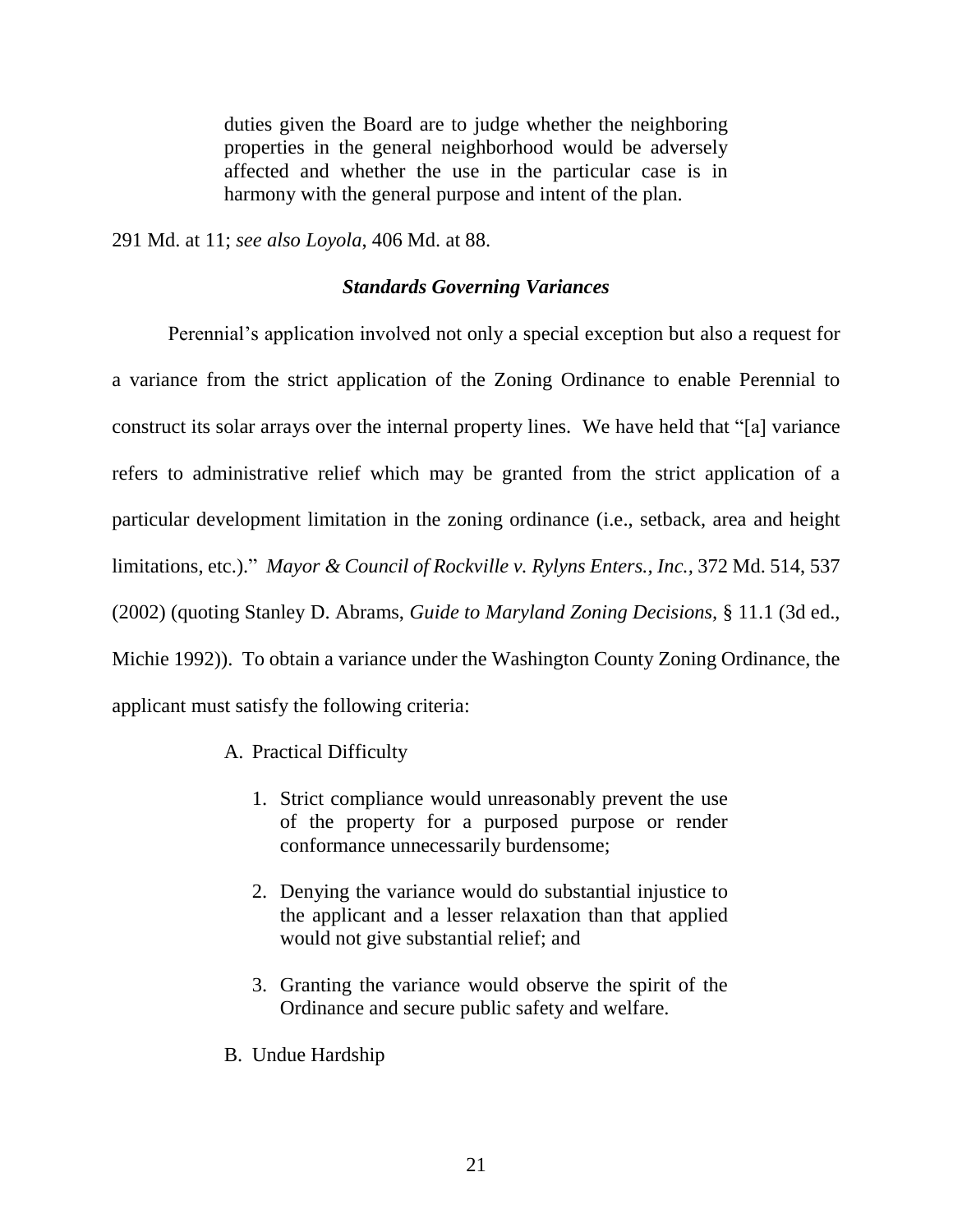> duties given the Board are to judge whether the neighboring properties in the general neighborhood would be adversely affected and whether the use in the particular case is in harmony with the general purpose and intent of the plan.

291 Md. at 11; *see also Loyola*, 406 Md. at 88.

### *Standards Governing Variances*

Perennial's application involved not only a special exception but also a request for a variance from the strict application of the Zoning Ordinance to enable Perennial to construct its solar arrays over the internal property lines. We have held that "[a] variance refers to administrative relief which may be granted from the strict application of a particular development limitation in the zoning ordinance (i.e., setback, area and height limitations, etc.)." *Mayor & Council of Rockville v. Rylyns Enters., Inc.*, 372 Md. 514, 537 (2002) (quoting Stanley D. Abrams, *Guide to Maryland Zoning Decisions*, § 11.1 (3d ed., Michie 1992)). To obtain a variance under the Washington County Zoning Ordinance, the applicant must satisfy the following criteria:

> A. Practical Difficulty
>
> 1. Strict compliance would unreasonably prevent the use of the property for a purposed purpose or render conformance unnecessarily burdensome;
>
> 2. Denying the variance would do substantial injustice to the applicant and a lesser relaxation than that applied would not give substantial relief; and
>
> 3. Granting the variance would observe the spirit of the Ordinance and secure public safety and welfare.
>
> B. Undue Hardship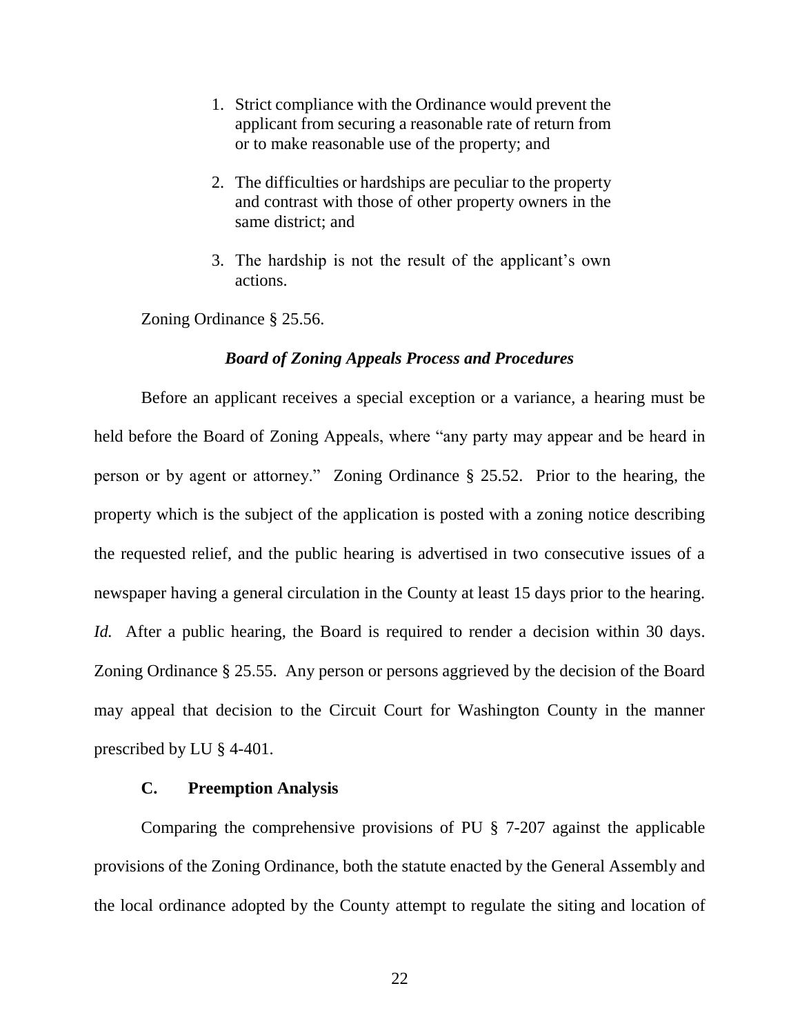1. Strict compliance with the Ordinance would prevent the applicant from securing a reasonable rate of return from or to make reasonable use of the property; and

2. The difficulties or hardships are peculiar to the property and contrast with those of other property owners in the same district; and

3. The hardship is not the result of the applicant's own actions.

Zoning Ordinance § 25.56.

***Board of Zoning Appeals Process and Procedures***

Before an applicant receives a special exception or a variance, a hearing must be held before the Board of Zoning Appeals, where "any party may appear and be heard in person or by agent or attorney." Zoning Ordinance § 25.52. Prior to the hearing, the property which is the subject of the application is posted with a zoning notice describing the requested relief, and the public hearing is advertised in two consecutive issues of a newspaper having a general circulation in the County at least 15 days prior to the hearing. *Id.* After a public hearing, the Board is required to render a decision within 30 days. Zoning Ordinance § 25.55. Any person or persons aggrieved by the decision of the Board may appeal that decision to the Circuit Court for Washington County in the manner prescribed by LU § 4-401.

### C. Preemption Analysis

Comparing the comprehensive provisions of PU § 7-207 against the applicable provisions of the Zoning Ordinance, both the statute enacted by the General Assembly and the local ordinance adopted by the County attempt to regulate the siting and location of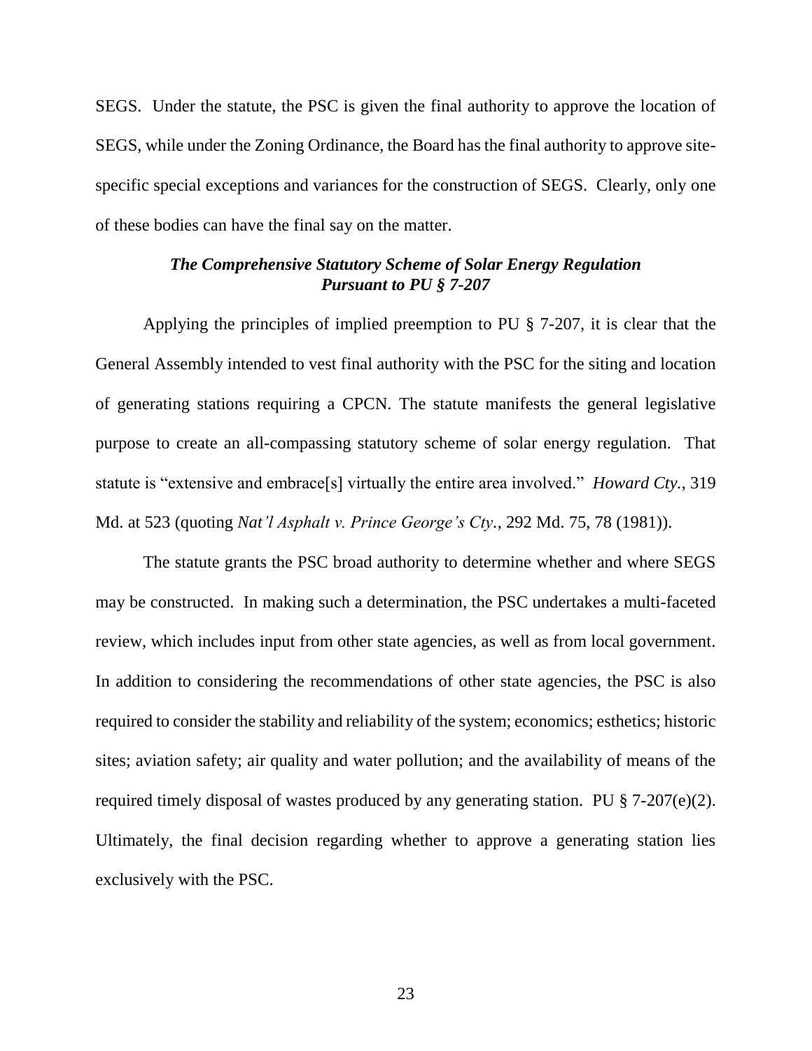SEGS. Under the statute, the PSC is given the final authority to approve the location of SEGS, while under the Zoning Ordinance, the Board has the final authority to approve site-specific special exceptions and variances for the construction of SEGS. Clearly, only one of these bodies can have the final say on the matter.

### *The Comprehensive Statutory Scheme of Solar Energy Regulation Pursuant to PU § 7-207*

Applying the principles of implied preemption to PU § 7-207, it is clear that the General Assembly intended to vest final authority with the PSC for the siting and location of generating stations requiring a CPCN. The statute manifests the general legislative purpose to create an all-compassing statutory scheme of solar energy regulation. That statute is "extensive and embrace[s] virtually the entire area involved." *Howard Cty.*, 319 Md. at 523 (quoting *Nat'l Asphalt v. Prince George's Cty.*, 292 Md. 75, 78 (1981)).

The statute grants the PSC broad authority to determine whether and where SEGS may be constructed. In making such a determination, the PSC undertakes a multi-faceted review, which includes input from other state agencies, as well as from local government. In addition to considering the recommendations of other state agencies, the PSC is also required to consider the stability and reliability of the system; economics; esthetics; historic sites; aviation safety; air quality and water pollution; and the availability of means of the required timely disposal of wastes produced by any generating station. PU § 7-207(e)(2). Ultimately, the final decision regarding whether to approve a generating station lies exclusively with the PSC.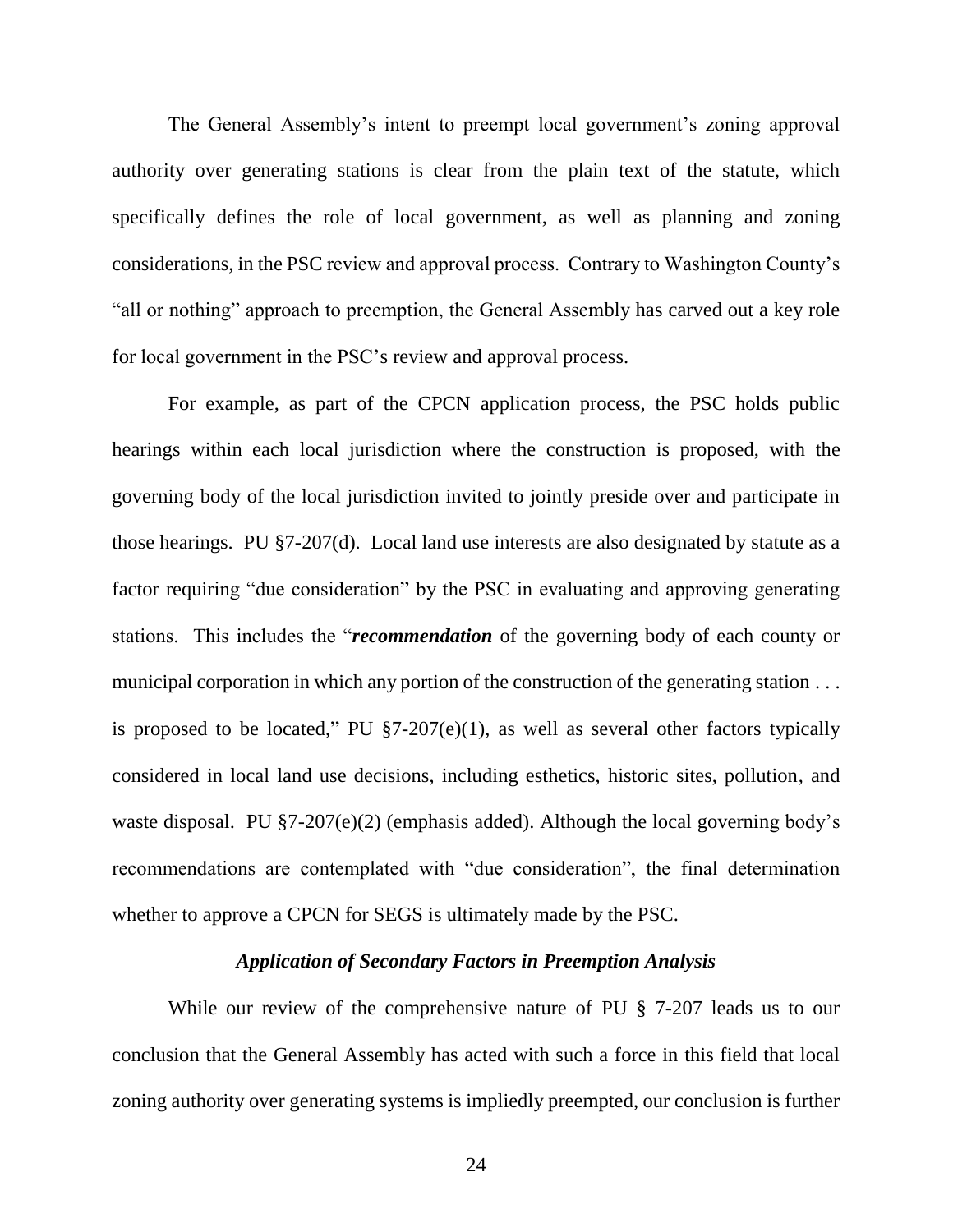The General Assembly's intent to preempt local government's zoning approval authority over generating stations is clear from the plain text of the statute, which specifically defines the role of local government, as well as planning and zoning considerations, in the PSC review and approval process. Contrary to Washington County's "all or nothing" approach to preemption, the General Assembly has carved out a key role for local government in the PSC's review and approval process.

For example, as part of the CPCN application process, the PSC holds public hearings within each local jurisdiction where the construction is proposed, with the governing body of the local jurisdiction invited to jointly preside over and participate in those hearings. PU §7-207(d). Local land use interests are also designated by statute as a factor requiring "due consideration" by the PSC in evaluating and approving generating stations. This includes the "***recommendation*** of the governing body of each county or municipal corporation in which any portion of the construction of the generating station . . . is proposed to be located," PU §7-207(e)(1), as well as several other factors typically considered in local land use decisions, including esthetics, historic sites, pollution, and waste disposal. PU §7-207(e)(2) (emphasis added). Although the local governing body's recommendations are contemplated with "due consideration", the final determination whether to approve a CPCN for SEGS is ultimately made by the PSC.

***Application of Secondary Factors in Preemption Analysis***

While our review of the comprehensive nature of PU § 7-207 leads us to our conclusion that the General Assembly has acted with such a force in this field that local zoning authority over generating systems is impliedly preempted, our conclusion is further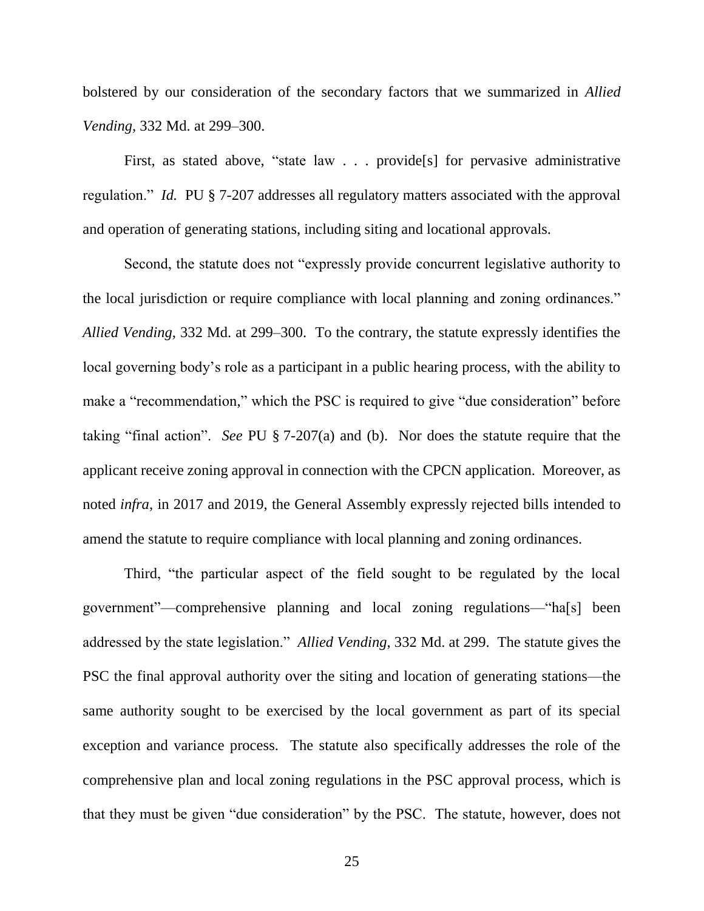bolstered by our consideration of the secondary factors that we summarized in *Allied Vending*, 332 Md. at 299–300.

First, as stated above, "state law . . . provide[s] for pervasive administrative regulation." *Id.* PU § 7-207 addresses all regulatory matters associated with the approval and operation of generating stations, including siting and locational approvals.

Second, the statute does not "expressly provide concurrent legislative authority to the local jurisdiction or require compliance with local planning and zoning ordinances." *Allied Vending*, 332 Md. at 299–300. To the contrary, the statute expressly identifies the local governing body's role as a participant in a public hearing process, with the ability to make a "recommendation," which the PSC is required to give "due consideration" before taking "final action". *See* PU § 7-207(a) and (b). Nor does the statute require that the applicant receive zoning approval in connection with the CPCN application. Moreover, as noted *infra*, in 2017 and 2019, the General Assembly expressly rejected bills intended to amend the statute to require compliance with local planning and zoning ordinances.

Third, "the particular aspect of the field sought to be regulated by the local government"—comprehensive planning and local zoning regulations—"ha[s] been addressed by the state legislation." *Allied Vending*, 332 Md. at 299. The statute gives the PSC the final approval authority over the siting and location of generating stations—the same authority sought to be exercised by the local government as part of its special exception and variance process. The statute also specifically addresses the role of the comprehensive plan and local zoning regulations in the PSC approval process, which is that they must be given "due consideration" by the PSC. The statute, however, does not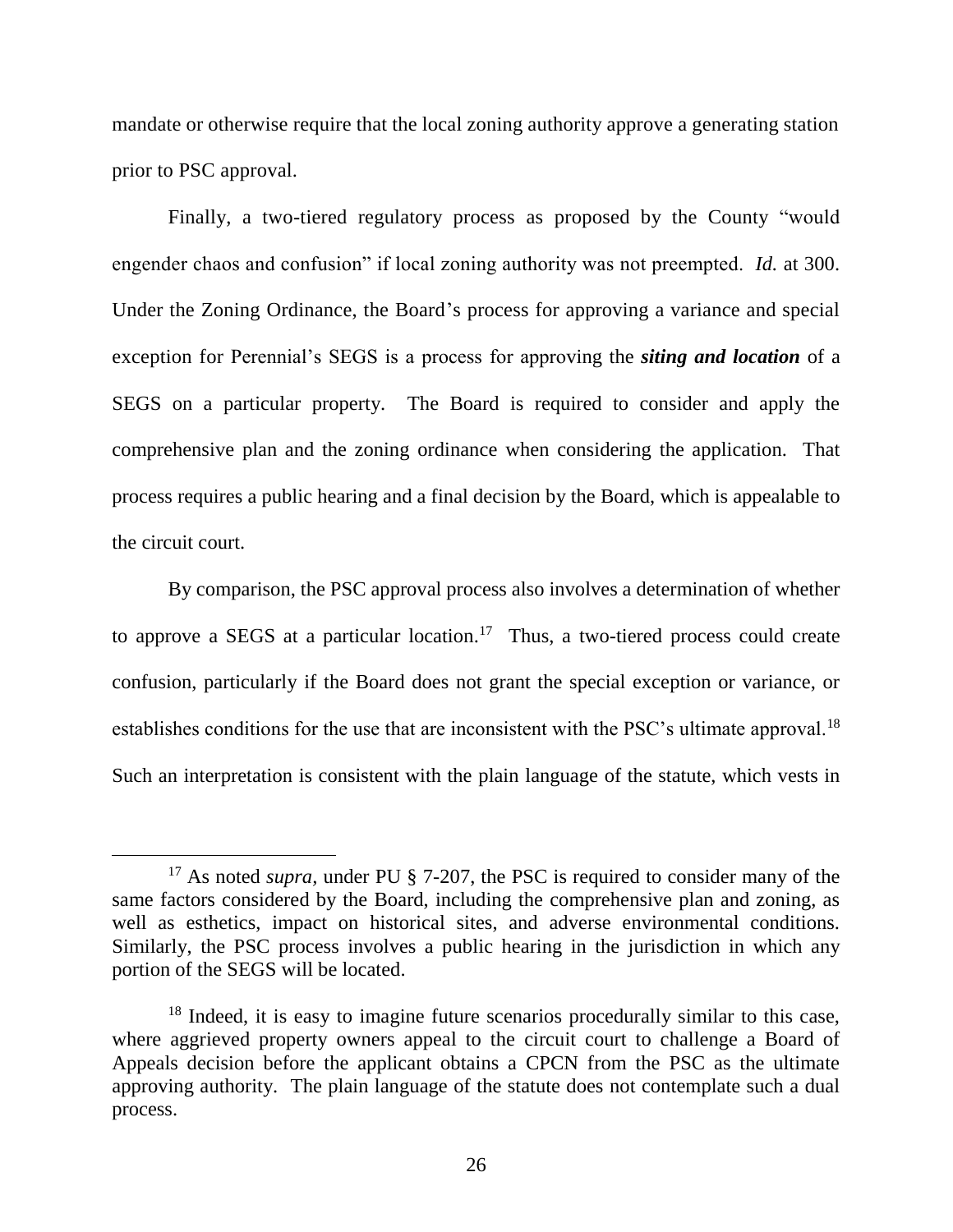mandate or otherwise require that the local zoning authority approve a generating station prior to PSC approval.

Finally, a two-tiered regulatory process as proposed by the County "would engender chaos and confusion" if local zoning authority was not preempted. *Id.* at 300. Under the Zoning Ordinance, the Board's process for approving a variance and special exception for Perennial's SEGS is a process for approving the ***siting and location*** of a SEGS on a particular property. The Board is required to consider and apply the comprehensive plan and the zoning ordinance when considering the application. That process requires a public hearing and a final decision by the Board, which is appealable to the circuit court.

By comparison, the PSC approval process also involves a determination of whether to approve a SEGS at a particular location.[17] Thus, a two-tiered process could create confusion, particularly if the Board does not grant the special exception or variance, or establishes conditions for the use that are inconsistent with the PSC's ultimate approval.[18] Such an interpretation is consistent with the plain language of the statute, which vests in

---

[17] As noted *supra*, under PU § 7-207, the PSC is required to consider many of the same factors considered by the Board, including the comprehensive plan and zoning, as well as esthetics, impact on historical sites, and adverse environmental conditions. Similarly, the PSC process involves a public hearing in the jurisdiction in which any portion of the SEGS will be located.

[18] Indeed, it is easy to imagine future scenarios procedurally similar to this case, where aggrieved property owners appeal to the circuit court to challenge a Board of Appeals decision before the applicant obtains a CPCN from the PSC as the ultimate approving authority. The plain language of the statute does not contemplate such a dual process.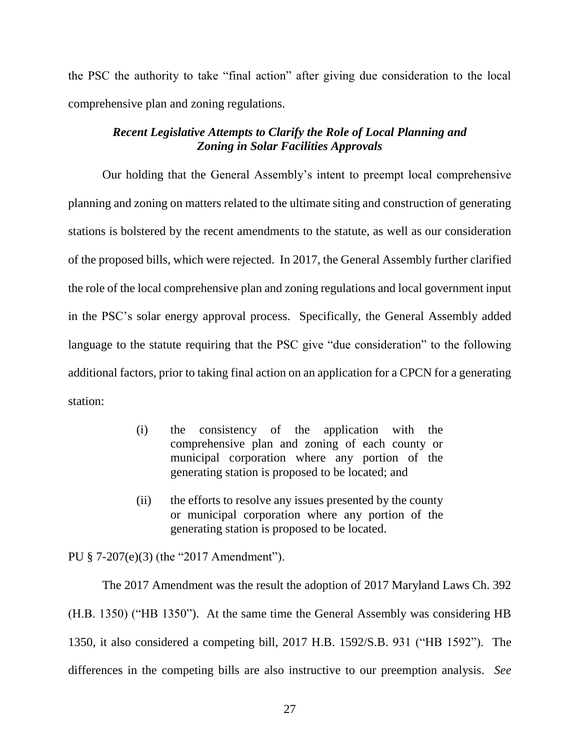the PSC the authority to take "final action" after giving due consideration to the local comprehensive plan and zoning regulations.

### *Recent Legislative Attempts to Clarify the Role of Local Planning and Zoning in Solar Facilities Approvals*

Our holding that the General Assembly's intent to preempt local comprehensive planning and zoning on matters related to the ultimate siting and construction of generating stations is bolstered by the recent amendments to the statute, as well as our consideration of the proposed bills, which were rejected. In 2017, the General Assembly further clarified the role of the local comprehensive plan and zoning regulations and local government input in the PSC's solar energy approval process. Specifically, the General Assembly added language to the statute requiring that the PSC give "due consideration" to the following additional factors, prior to taking final action on an application for a CPCN for a generating station:

> (i) the consistency of the application with the comprehensive plan and zoning of each county or municipal corporation where any portion of the generating station is proposed to be located; and
>
> (ii) the efforts to resolve any issues presented by the county or municipal corporation where any portion of the generating station is proposed to be located.

PU § 7-207(e)(3) (the "2017 Amendment").

The 2017 Amendment was the result the adoption of 2017 Maryland Laws Ch. 392 (H.B. 1350) ("HB 1350"). At the same time the General Assembly was considering HB 1350, it also considered a competing bill, 2017 H.B. 1592/S.B. 931 ("HB 1592"). The differences in the competing bills are also instructive to our preemption analysis. *See*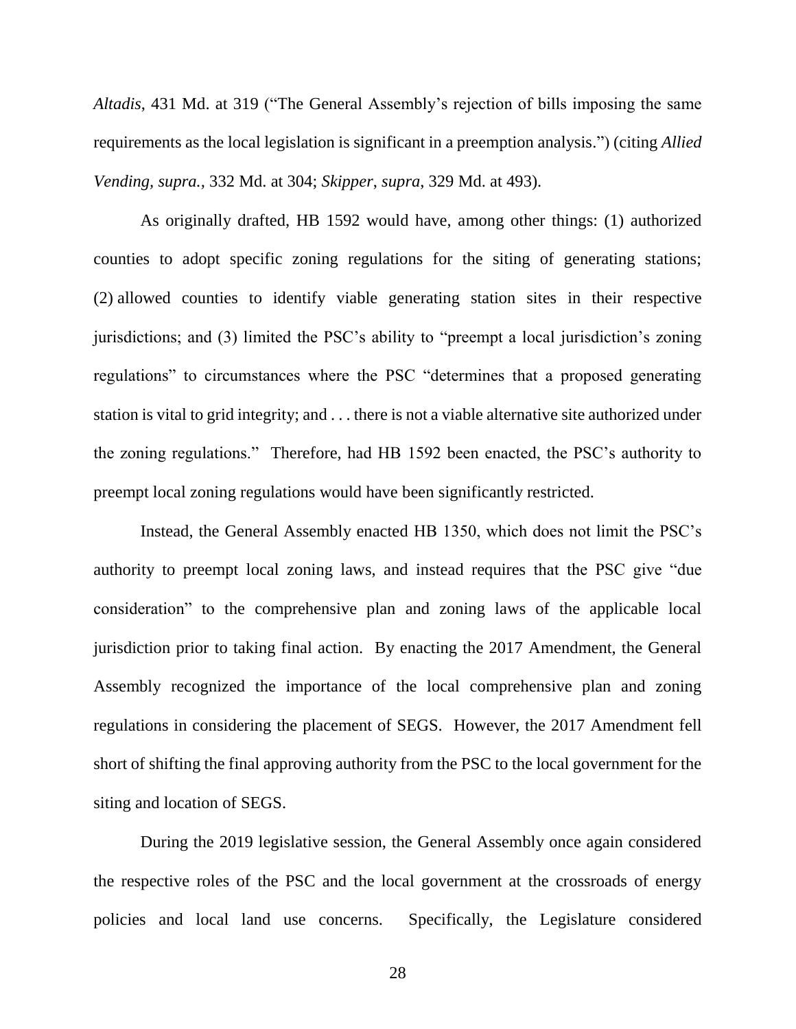*Altadis*, 431 Md. at 319 ("The General Assembly's rejection of bills imposing the same requirements as the local legislation is significant in a preemption analysis.") (citing *Allied Vending, supra.*, 332 Md. at 304; *Skipper*, *supra*, 329 Md. at 493).

As originally drafted, HB 1592 would have, among other things: (1) authorized counties to adopt specific zoning regulations for the siting of generating stations; (2) allowed counties to identify viable generating station sites in their respective jurisdictions; and (3) limited the PSC's ability to "preempt a local jurisdiction's zoning regulations" to circumstances where the PSC "determines that a proposed generating station is vital to grid integrity; and . . . there is not a viable alternative site authorized under the zoning regulations." Therefore, had HB 1592 been enacted, the PSC's authority to preempt local zoning regulations would have been significantly restricted.

Instead, the General Assembly enacted HB 1350, which does not limit the PSC's authority to preempt local zoning laws, and instead requires that the PSC give "due consideration" to the comprehensive plan and zoning laws of the applicable local jurisdiction prior to taking final action. By enacting the 2017 Amendment, the General Assembly recognized the importance of the local comprehensive plan and zoning regulations in considering the placement of SEGS. However, the 2017 Amendment fell short of shifting the final approving authority from the PSC to the local government for the siting and location of SEGS.

During the 2019 legislative session, the General Assembly once again considered the respective roles of the PSC and the local government at the crossroads of energy policies and local land use concerns. Specifically, the Legislature considered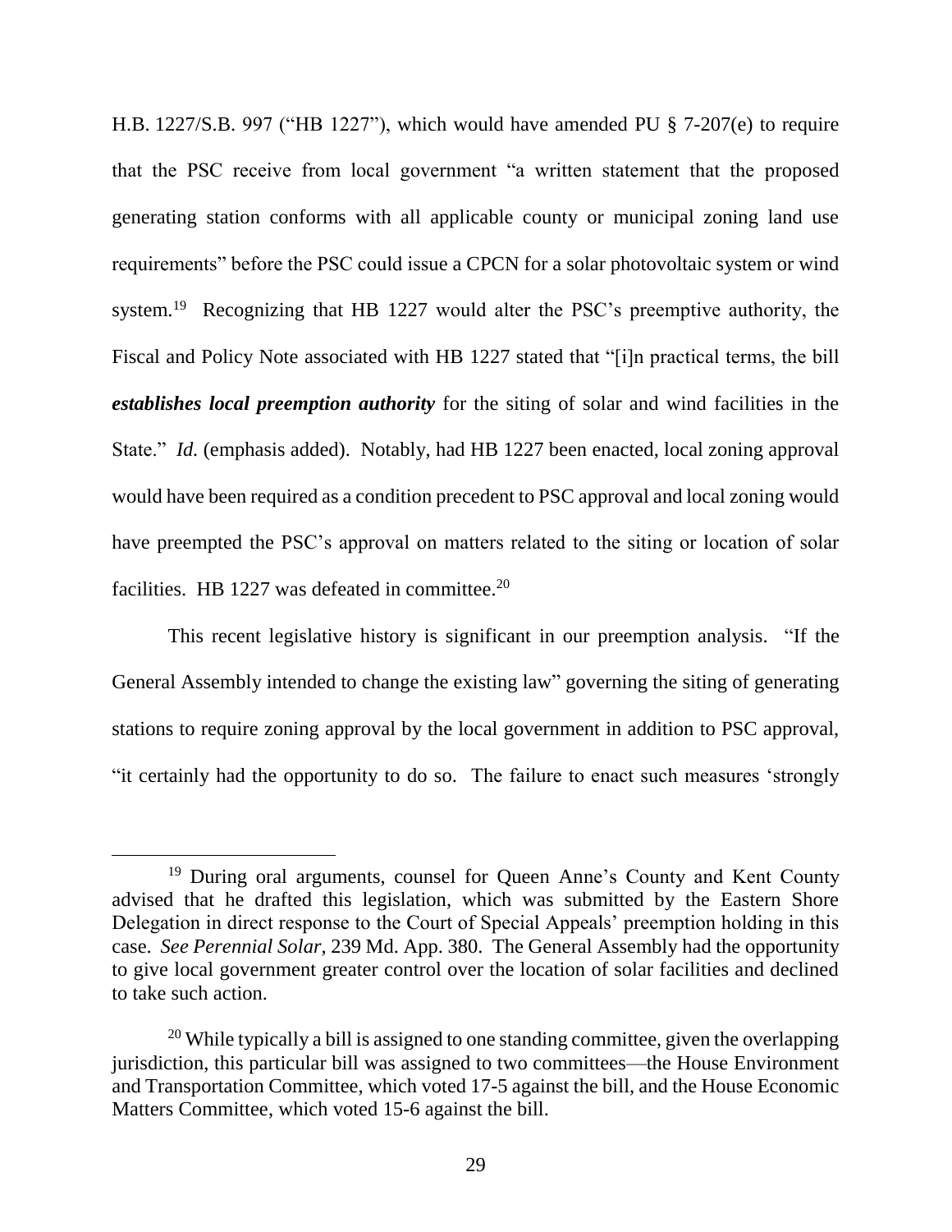H.B. 1227/S.B. 997 ("HB 1227"), which would have amended PU § 7-207(e) to require that the PSC receive from local government "a written statement that the proposed generating station conforms with all applicable county or municipal zoning land use requirements" before the PSC could issue a CPCN for a solar photovoltaic system or wind system.[19] Recognizing that HB 1227 would alter the PSC's preemptive authority, the Fiscal and Policy Note associated with HB 1227 stated that "[i]n practical terms, the bill ***establishes local preemption authority*** for the siting of solar and wind facilities in the State." *Id.* (emphasis added). Notably, had HB 1227 been enacted, local zoning approval would have been required as a condition precedent to PSC approval and local zoning would have preempted the PSC's approval on matters related to the siting or location of solar facilities. HB 1227 was defeated in committee.[20]

This recent legislative history is significant in our preemption analysis. "If the General Assembly intended to change the existing law" governing the siting of generating stations to require zoning approval by the local government in addition to PSC approval, "it certainly had the opportunity to do so. The failure to enact such measures 'strongly

---

[19] During oral arguments, counsel for Queen Anne's County and Kent County advised that he drafted this legislation, which was submitted by the Eastern Shore Delegation in direct response to the Court of Special Appeals' preemption holding in this case. *See Perennial Solar*, 239 Md. App. 380. The General Assembly had the opportunity to give local government greater control over the location of solar facilities and declined to take such action.

[20] While typically a bill is assigned to one standing committee, given the overlapping jurisdiction, this particular bill was assigned to two committees—the House Environment and Transportation Committee, which voted 17-5 against the bill, and the House Economic Matters Committee, which voted 15-6 against the bill.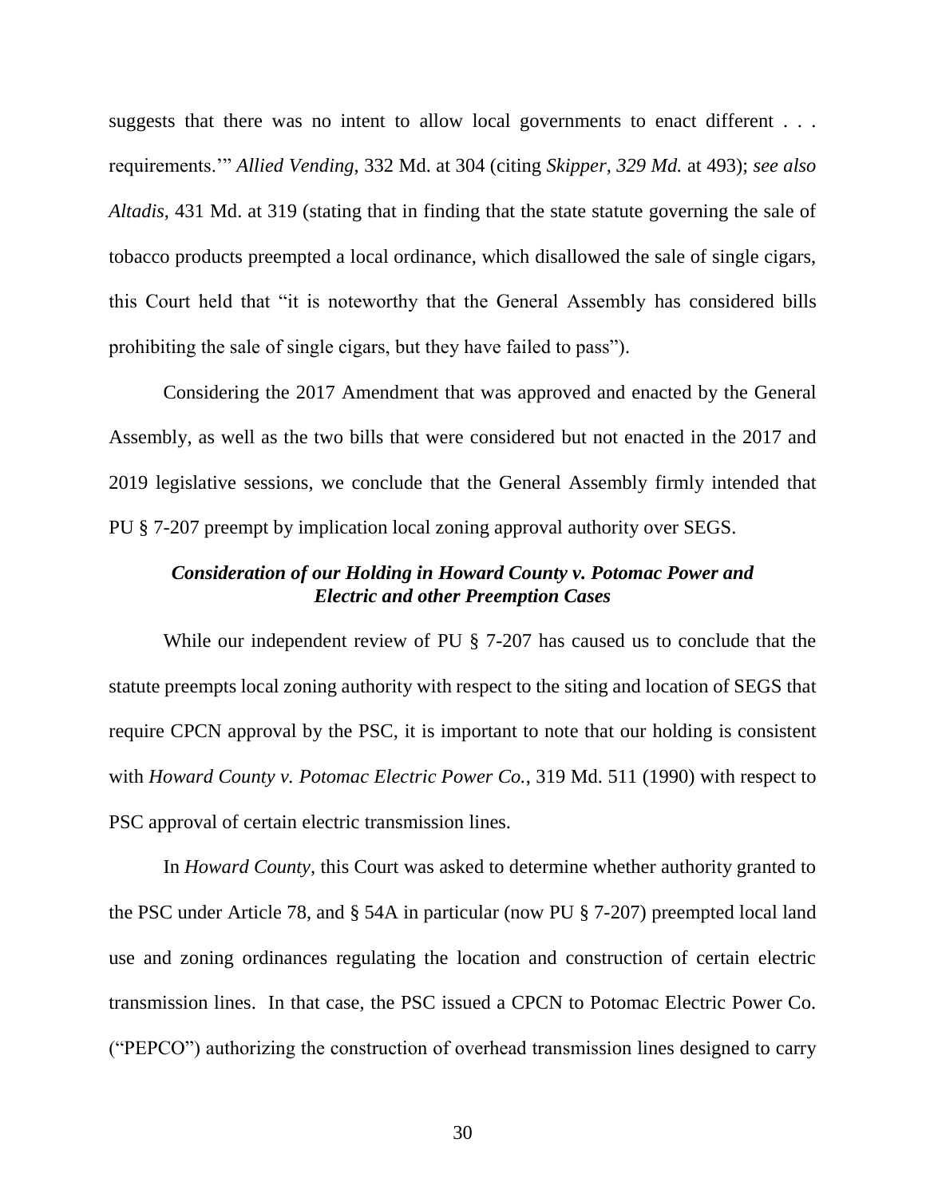suggests that there was no intent to allow local governments to enact different . . . requirements.'" *Allied Vending*, 332 Md. at 304 (citing *Skipper, 329 Md.* at 493); *see also Altadis*, 431 Md. at 319 (stating that in finding that the state statute governing the sale of tobacco products preempted a local ordinance, which disallowed the sale of single cigars, this Court held that "it is noteworthy that the General Assembly has considered bills prohibiting the sale of single cigars, but they have failed to pass").

Considering the 2017 Amendment that was approved and enacted by the General Assembly, as well as the two bills that were considered but not enacted in the 2017 and 2019 legislative sessions, we conclude that the General Assembly firmly intended that PU § 7-207 preempt by implication local zoning approval authority over SEGS.

### *Consideration of our Holding in Howard County v. Potomac Power and Electric and other Preemption Cases*

While our independent review of PU § 7-207 has caused us to conclude that the statute preempts local zoning authority with respect to the siting and location of SEGS that require CPCN approval by the PSC, it is important to note that our holding is consistent with *Howard County v. Potomac Electric Power Co.*, 319 Md. 511 (1990) with respect to PSC approval of certain electric transmission lines.

In *Howard County*, this Court was asked to determine whether authority granted to the PSC under Article 78, and § 54A in particular (now PU § 7-207) preempted local land use and zoning ordinances regulating the location and construction of certain electric transmission lines. In that case, the PSC issued a CPCN to Potomac Electric Power Co. ("PEPCO") authorizing the construction of overhead transmission lines designed to carry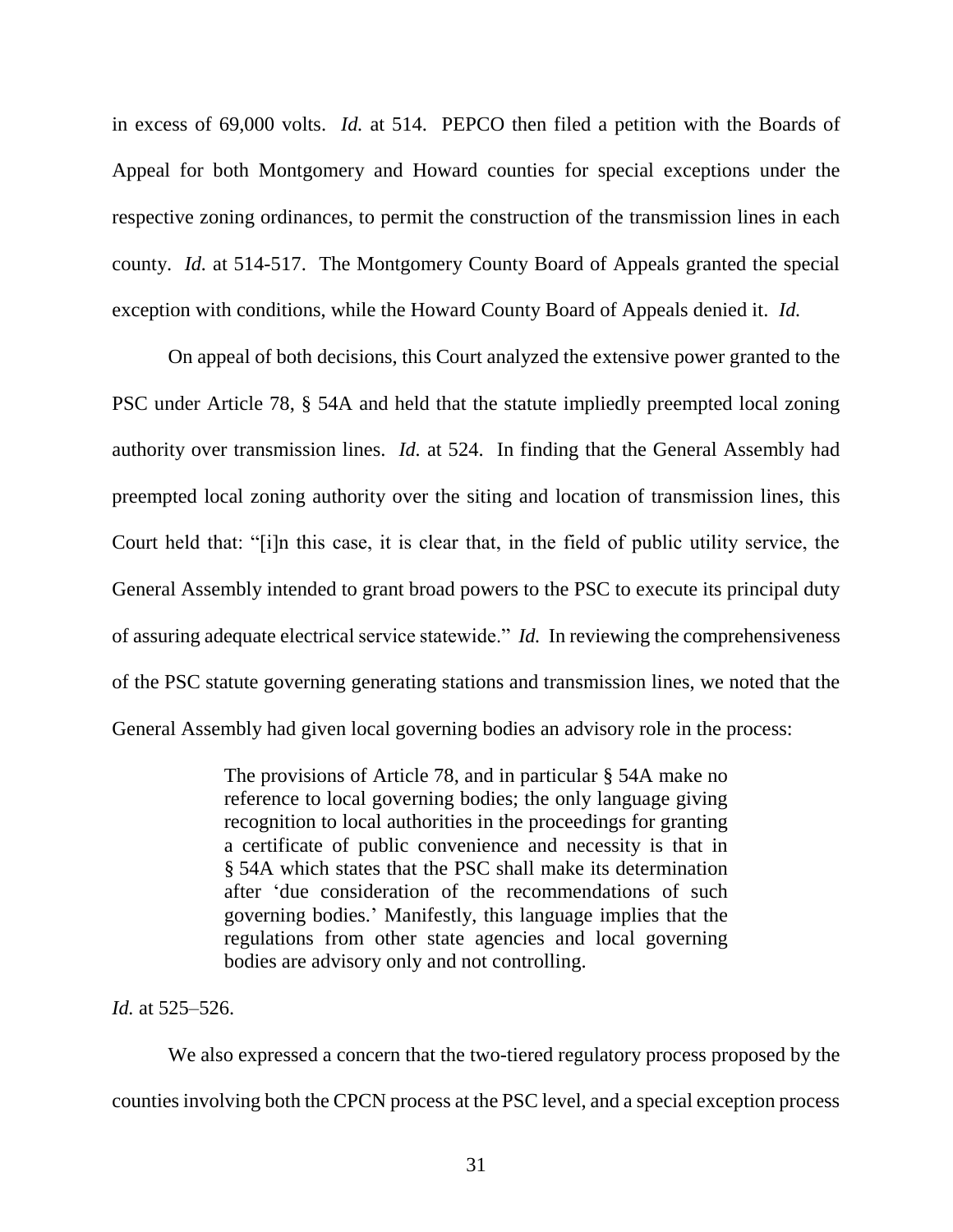in excess of 69,000 volts. *Id.* at 514. PEPCO then filed a petition with the Boards of Appeal for both Montgomery and Howard counties for special exceptions under the respective zoning ordinances, to permit the construction of the transmission lines in each county. *Id.* at 514-517. The Montgomery County Board of Appeals granted the special exception with conditions, while the Howard County Board of Appeals denied it. *Id.*

On appeal of both decisions, this Court analyzed the extensive power granted to the PSC under Article 78, § 54A and held that the statute impliedly preempted local zoning authority over transmission lines. *Id.* at 524. In finding that the General Assembly had preempted local zoning authority over the siting and location of transmission lines, this Court held that: "[i]n this case, it is clear that, in the field of public utility service, the General Assembly intended to grant broad powers to the PSC to execute its principal duty of assuring adequate electrical service statewide." *Id.* In reviewing the comprehensiveness of the PSC statute governing generating stations and transmission lines, we noted that the General Assembly had given local governing bodies an advisory role in the process:

> The provisions of Article 78, and in particular § 54A make no reference to local governing bodies; the only language giving recognition to local authorities in the proceedings for granting a certificate of public convenience and necessity is that in § 54A which states that the PSC shall make its determination after 'due consideration of the recommendations of such governing bodies.' Manifestly, this language implies that the regulations from other state agencies and local governing bodies are advisory only and not controlling.

*Id.* at 525–526.

We also expressed a concern that the two-tiered regulatory process proposed by the counties involving both the CPCN process at the PSC level, and a special exception process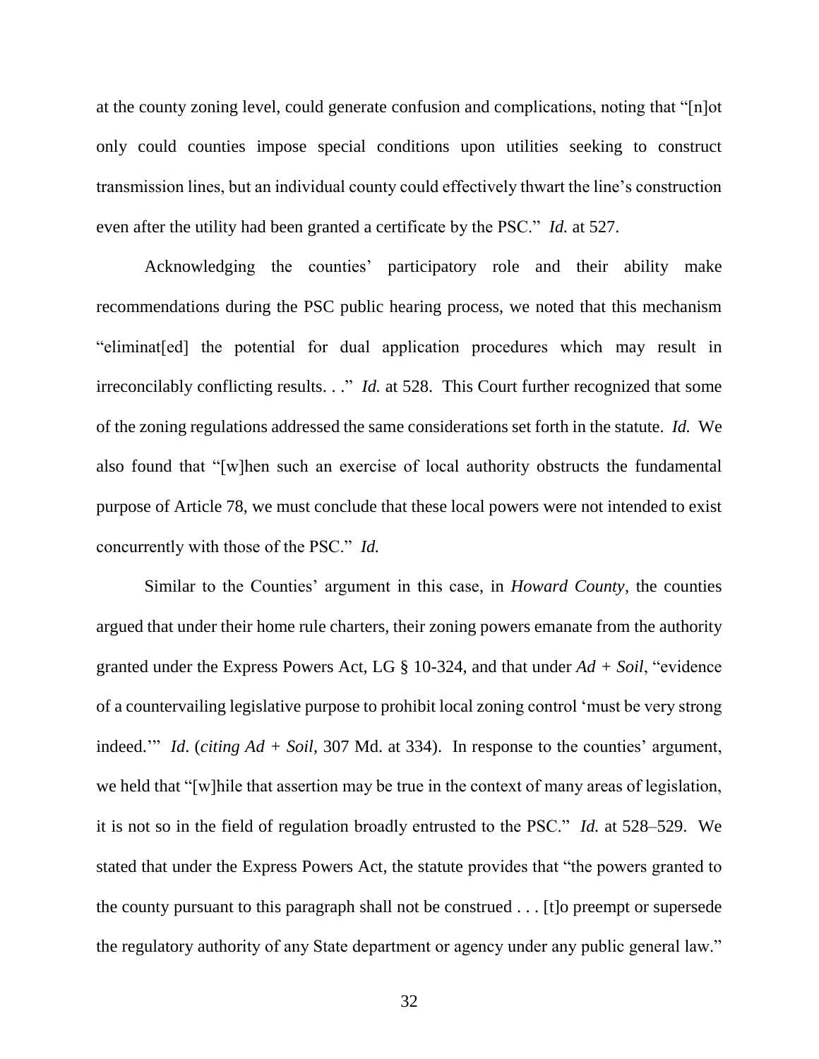at the county zoning level, could generate confusion and complications, noting that "[n]ot only could counties impose special conditions upon utilities seeking to construct transmission lines, but an individual county could effectively thwart the line's construction even after the utility had been granted a certificate by the PSC." *Id.* at 527.

Acknowledging the counties' participatory role and their ability make recommendations during the PSC public hearing process, we noted that this mechanism "eliminat[ed] the potential for dual application procedures which may result in irreconcilably conflicting results. . ." *Id.* at 528. This Court further recognized that some of the zoning regulations addressed the same considerations set forth in the statute. *Id.* We also found that "[w]hen such an exercise of local authority obstructs the fundamental purpose of Article 78, we must conclude that these local powers were not intended to exist concurrently with those of the PSC." *Id.*

Similar to the Counties' argument in this case, in *Howard County*, the counties argued that under their home rule charters, their zoning powers emanate from the authority granted under the Express Powers Act, LG § 10-324, and that under *Ad + Soil*, "evidence of a countervailing legislative purpose to prohibit local zoning control 'must be very strong indeed.'" *Id*. (*citing Ad + Soil*, 307 Md. at 334). In response to the counties' argument, we held that "[w]hile that assertion may be true in the context of many areas of legislation, it is not so in the field of regulation broadly entrusted to the PSC." *Id.* at 528–529. We stated that under the Express Powers Act, the statute provides that "the powers granted to the county pursuant to this paragraph shall not be construed . . . [t]o preempt or supersede the regulatory authority of any State department or agency under any public general law."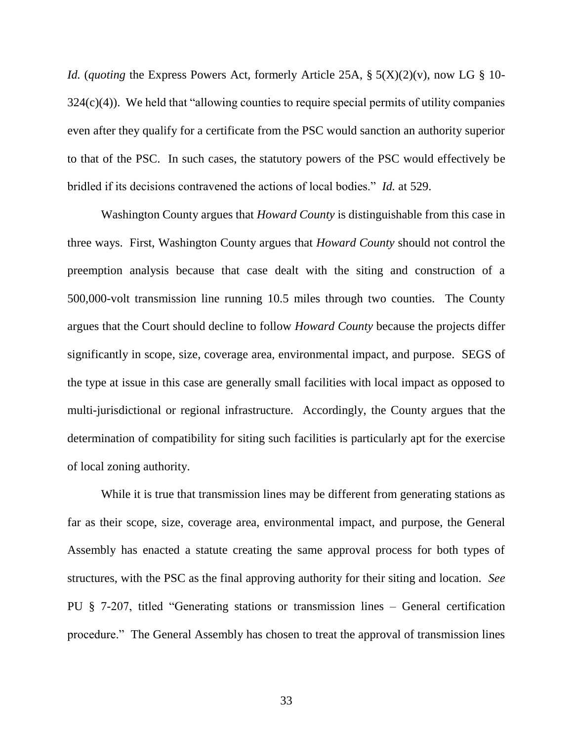*Id.* (*quoting* the Express Powers Act, formerly Article 25A, § 5(X)(2)(v), now LG § 10-324(c)(4)). We held that "allowing counties to require special permits of utility companies even after they qualify for a certificate from the PSC would sanction an authority superior to that of the PSC. In such cases, the statutory powers of the PSC would effectively be bridled if its decisions contravened the actions of local bodies." *Id.* at 529.

Washington County argues that *Howard County* is distinguishable from this case in three ways. First, Washington County argues that *Howard County* should not control the preemption analysis because that case dealt with the siting and construction of a 500,000-volt transmission line running 10.5 miles through two counties. The County argues that the Court should decline to follow *Howard County* because the projects differ significantly in scope, size, coverage area, environmental impact, and purpose. SEGS of the type at issue in this case are generally small facilities with local impact as opposed to multi-jurisdictional or regional infrastructure. Accordingly, the County argues that the determination of compatibility for siting such facilities is particularly apt for the exercise of local zoning authority.

While it is true that transmission lines may be different from generating stations as far as their scope, size, coverage area, environmental impact, and purpose, the General Assembly has enacted a statute creating the same approval process for both types of structures, with the PSC as the final approving authority for their siting and location. *See* PU § 7-207, titled "Generating stations or transmission lines – General certification procedure." The General Assembly has chosen to treat the approval of transmission lines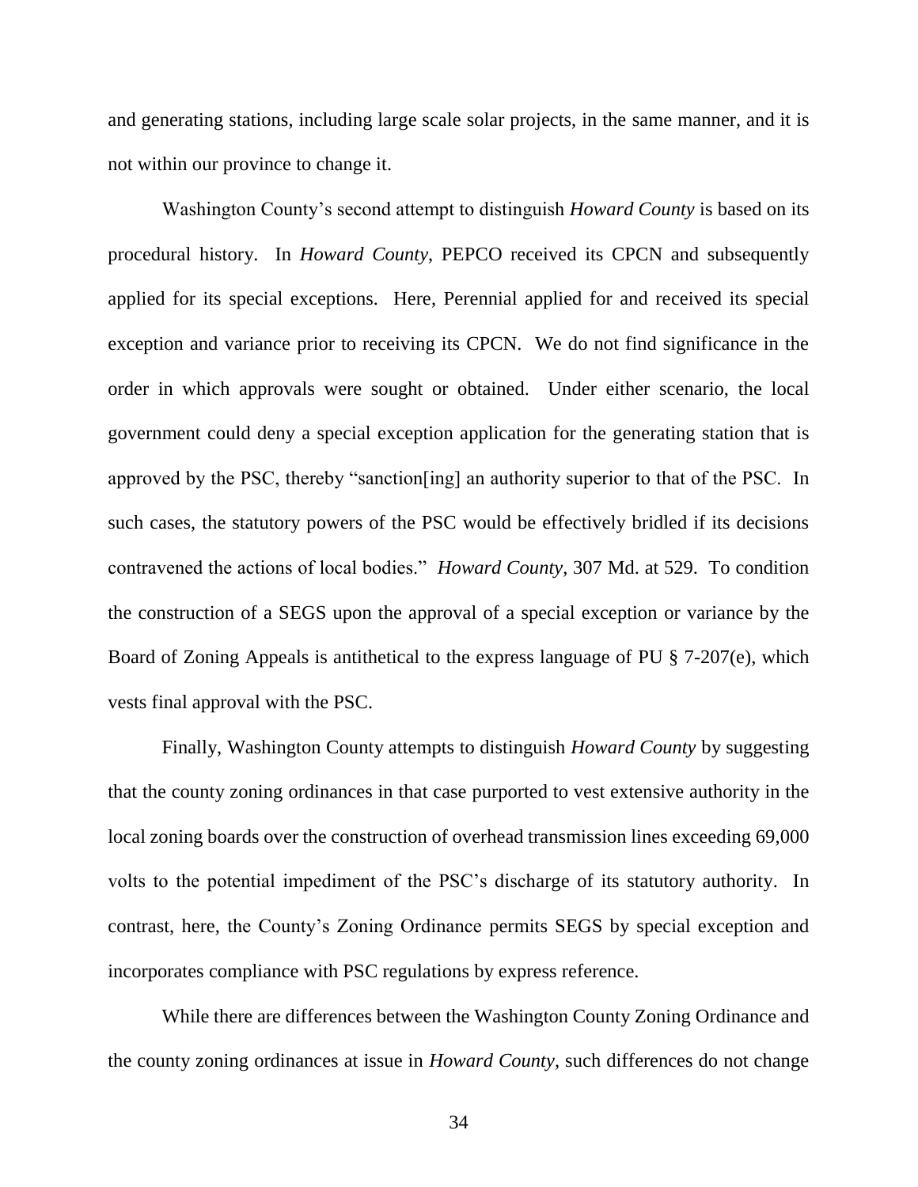and generating stations, including large scale solar projects, in the same manner, and it is not within our province to change it.

Washington County's second attempt to distinguish *Howard County* is based on its procedural history. In *Howard County*, PEPCO received its CPCN and subsequently applied for its special exceptions. Here, Perennial applied for and received its special exception and variance prior to receiving its CPCN. We do not find significance in the order in which approvals were sought or obtained. Under either scenario, the local government could deny a special exception application for the generating station that is approved by the PSC, thereby "sanction[ing] an authority superior to that of the PSC. In such cases, the statutory powers of the PSC would be effectively bridled if its decisions contravened the actions of local bodies." *Howard County*, 307 Md. at 529. To condition the construction of a SEGS upon the approval of a special exception or variance by the Board of Zoning Appeals is antithetical to the express language of PU § 7-207(e), which vests final approval with the PSC.

Finally, Washington County attempts to distinguish *Howard County* by suggesting that the county zoning ordinances in that case purported to vest extensive authority in the local zoning boards over the construction of overhead transmission lines exceeding 69,000 volts to the potential impediment of the PSC's discharge of its statutory authority. In contrast, here, the County's Zoning Ordinance permits SEGS by special exception and incorporates compliance with PSC regulations by express reference.

While there are differences between the Washington County Zoning Ordinance and the county zoning ordinances at issue in *Howard County*, such differences do not change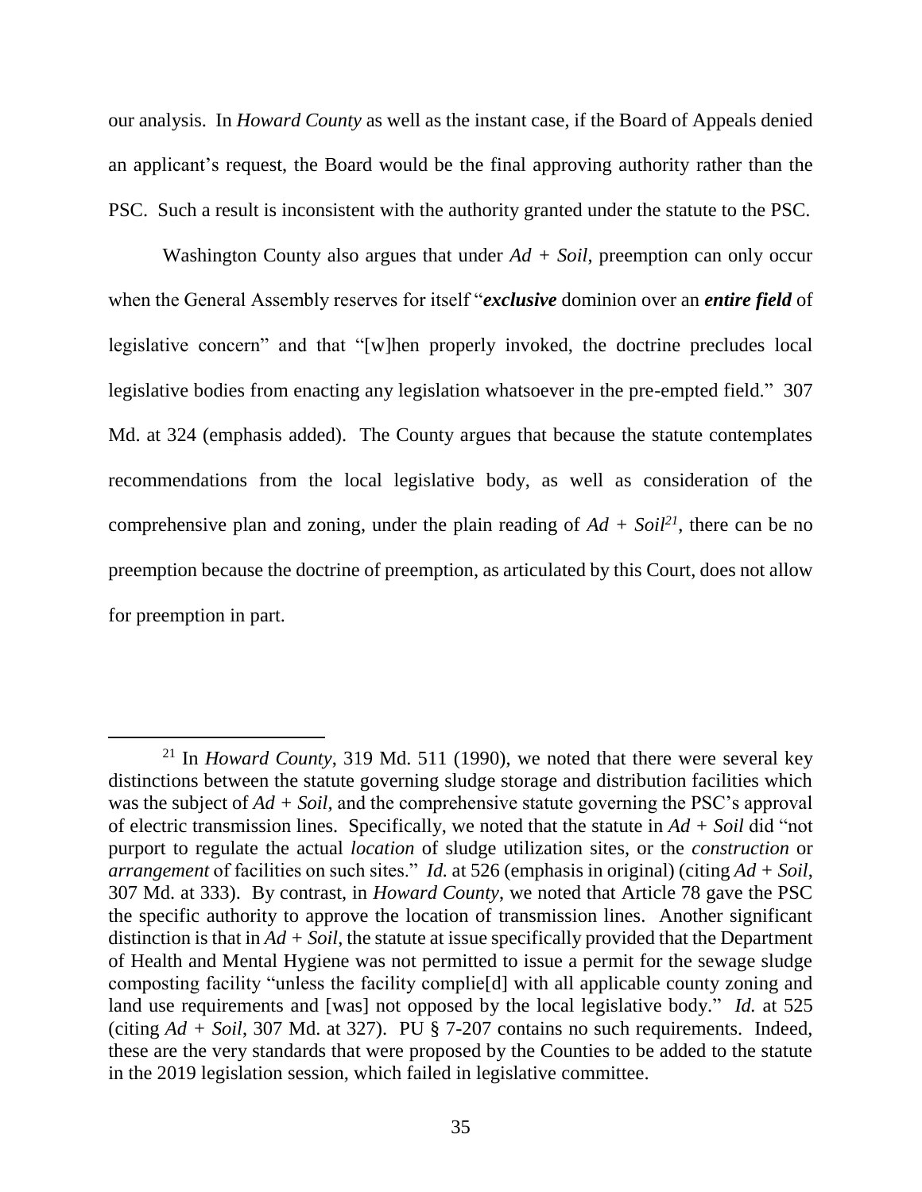our analysis. In *Howard County* as well as the instant case, if the Board of Appeals denied an applicant's request, the Board would be the final approving authority rather than the PSC. Such a result is inconsistent with the authority granted under the statute to the PSC.

Washington County also argues that under *Ad + Soil*, preemption can only occur when the General Assembly reserves for itself "***exclusive*** dominion over an ***entire field*** of legislative concern" and that "[w]hen properly invoked, the doctrine precludes local legislative bodies from enacting any legislation whatsoever in the pre-empted field." 307 Md. at 324 (emphasis added). The County argues that because the statute contemplates recommendations from the local legislative body, as well as consideration of the comprehensive plan and zoning, under the plain reading of *Ad + Soil*[21], there can be no preemption because the doctrine of preemption, as articulated by this Court, does not allow for preemption in part.

---

[21] In *Howard County*, 319 Md. 511 (1990), we noted that there were several key distinctions between the statute governing sludge storage and distribution facilities which was the subject of *Ad + Soil*, and the comprehensive statute governing the PSC's approval of electric transmission lines. Specifically, we noted that the statute in *Ad + Soil* did "not purport to regulate the actual *location* of sludge utilization sites, or the *construction* or *arrangement* of facilities on such sites." *Id.* at 526 (emphasis in original) (citing *Ad + Soil*, 307 Md. at 333). By contrast, in *Howard County*, we noted that Article 78 gave the PSC the specific authority to approve the location of transmission lines. Another significant distinction is that in *Ad + Soil*, the statute at issue specifically provided that the Department of Health and Mental Hygiene was not permitted to issue a permit for the sewage sludge composting facility "unless the facility complie[d] with all applicable county zoning and land use requirements and [was] not opposed by the local legislative body." *Id.* at 525 (citing *Ad + Soil*, 307 Md. at 327). PU § 7-207 contains no such requirements. Indeed, these are the very standards that were proposed by the Counties to be added to the statute in the 2019 legislation session, which failed in legislative committee.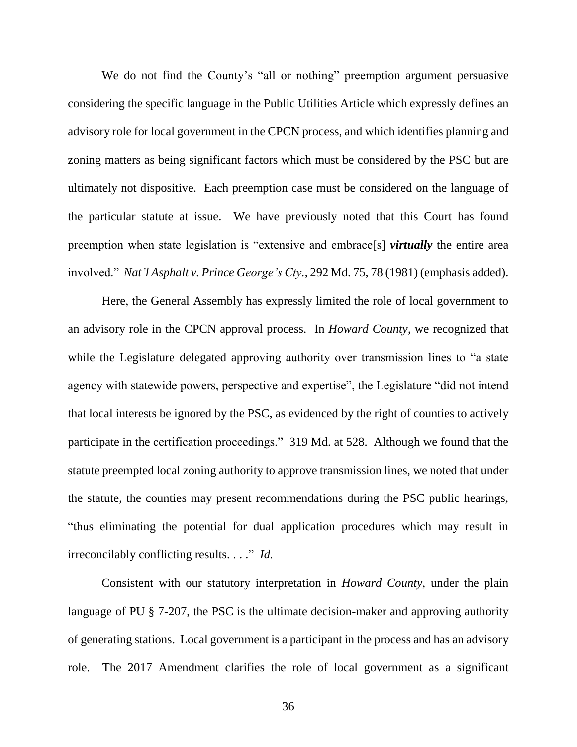We do not find the County's "all or nothing" preemption argument persuasive considering the specific language in the Public Utilities Article which expressly defines an advisory role for local government in the CPCN process, and which identifies planning and zoning matters as being significant factors which must be considered by the PSC but are ultimately not dispositive. Each preemption case must be considered on the language of the particular statute at issue. We have previously noted that this Court has found preemption when state legislation is "extensive and embrace[s] ***virtually*** the entire area involved." *Nat'l Asphalt v. Prince George's Cty.*, 292 Md. 75, 78 (1981) (emphasis added).

Here, the General Assembly has expressly limited the role of local government to an advisory role in the CPCN approval process. In *Howard County*, we recognized that while the Legislature delegated approving authority over transmission lines to "a state agency with statewide powers, perspective and expertise", the Legislature "did not intend that local interests be ignored by the PSC, as evidenced by the right of counties to actively participate in the certification proceedings." 319 Md. at 528. Although we found that the statute preempted local zoning authority to approve transmission lines, we noted that under the statute, the counties may present recommendations during the PSC public hearings, "thus eliminating the potential for dual application procedures which may result in irreconcilably conflicting results. . . ." *Id.*

Consistent with our statutory interpretation in *Howard County*, under the plain language of PU § 7-207, the PSC is the ultimate decision-maker and approving authority of generating stations. Local government is a participant in the process and has an advisory role. The 2017 Amendment clarifies the role of local government as a significant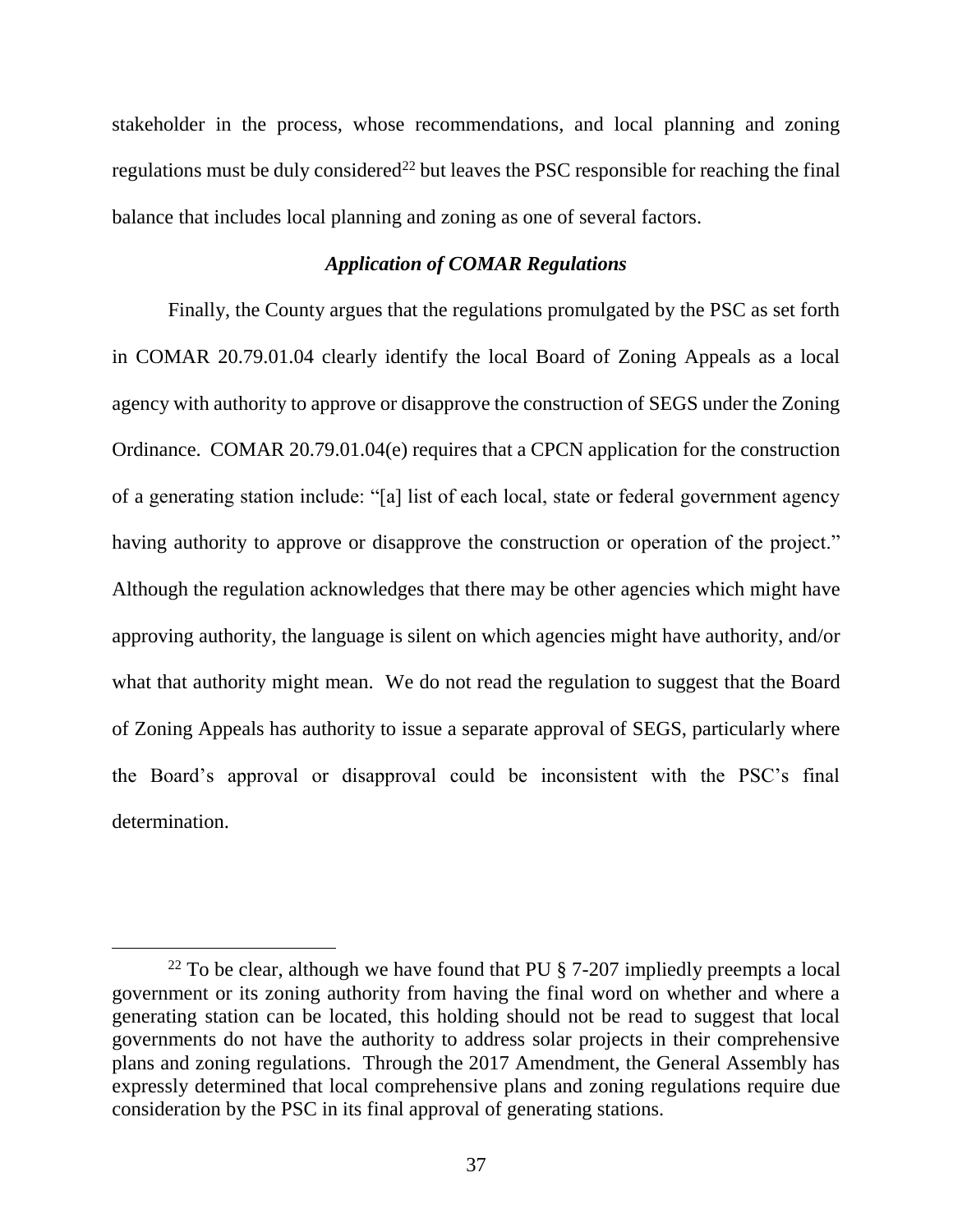stakeholder in the process, whose recommendations, and local planning and zoning regulations must be duly considered[22] but leaves the PSC responsible for reaching the final balance that includes local planning and zoning as one of several factors.

### *Application of COMAR Regulations*

Finally, the County argues that the regulations promulgated by the PSC as set forth in COMAR 20.79.01.04 clearly identify the local Board of Zoning Appeals as a local agency with authority to approve or disapprove the construction of SEGS under the Zoning Ordinance. COMAR 20.79.01.04(e) requires that a CPCN application for the construction of a generating station include: "[a] list of each local, state or federal government agency having authority to approve or disapprove the construction or operation of the project." Although the regulation acknowledges that there may be other agencies which might have approving authority, the language is silent on which agencies might have authority, and/or what that authority might mean. We do not read the regulation to suggest that the Board of Zoning Appeals has authority to issue a separate approval of SEGS, particularly where the Board's approval or disapproval could be inconsistent with the PSC's final determination.

---

[22] To be clear, although we have found that PU § 7-207 impliedly preempts a local government or its zoning authority from having the final word on whether and where a generating station can be located, this holding should not be read to suggest that local governments do not have the authority to address solar projects in their comprehensive plans and zoning regulations. Through the 2017 Amendment, the General Assembly has expressly determined that local comprehensive plans and zoning regulations require due consideration by the PSC in its final approval of generating stations.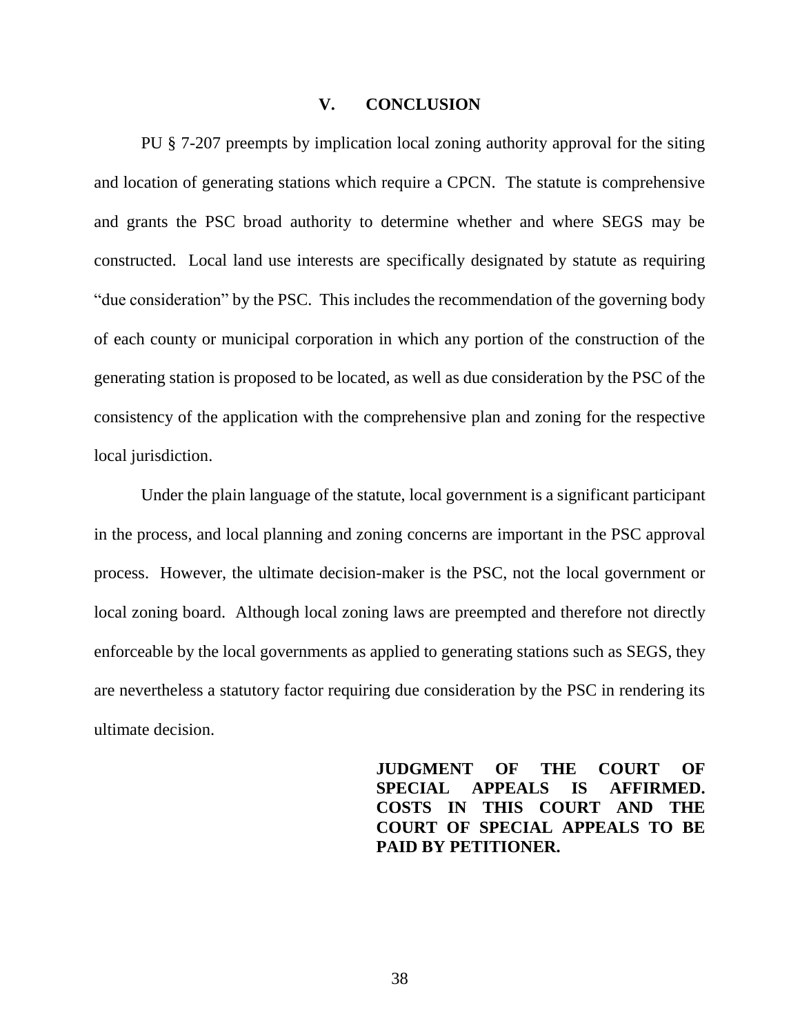## V. CONCLUSION

PU § 7-207 preempts by implication local zoning authority approval for the siting and location of generating stations which require a CPCN. The statute is comprehensive and grants the PSC broad authority to determine whether and where SEGS may be constructed. Local land use interests are specifically designated by statute as requiring "due consideration" by the PSC. This includes the recommendation of the governing body of each county or municipal corporation in which any portion of the construction of the generating station is proposed to be located, as well as due consideration by the PSC of the consistency of the application with the comprehensive plan and zoning for the respective local jurisdiction.

Under the plain language of the statute, local government is a significant participant in the process, and local planning and zoning concerns are important in the PSC approval process. However, the ultimate decision-maker is the PSC, not the local government or local zoning board. Although local zoning laws are preempted and therefore not directly enforceable by the local governments as applied to generating stations such as SEGS, they are nevertheless a statutory factor requiring due consideration by the PSC in rendering its ultimate decision.

**JUDGMENT OF THE COURT OF SPECIAL APPEALS IS AFFIRMED. COSTS IN THIS COURT AND THE COURT OF SPECIAL APPEALS TO BE PAID BY PETITIONER.**